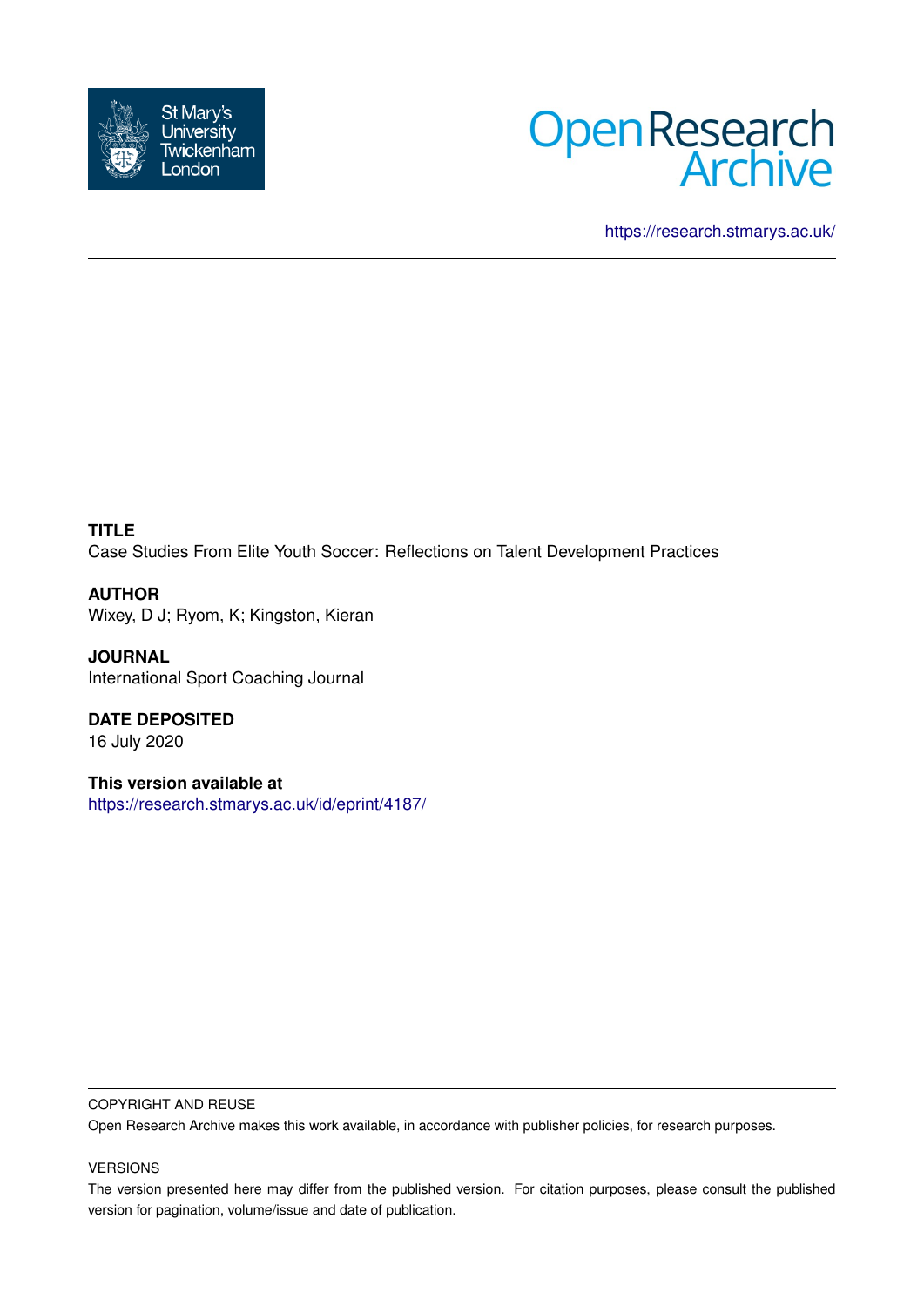St Mary's University Twickenham London

# Open Research Archive

https://research.stmarys.ac.uk/

---

**TITLE**
Case Studies From Elite Youth Soccer: Reflections on Talent Development Practices

**AUTHOR**
Wixey, D J; Ryom, K; Kingston, Kieran

**JOURNAL**
International Sport Coaching Journal

**DATE DEPOSITED**
16 July 2020

**This version available at**
https://research.stmarys.ac.uk/id/eprint/4187/

---

COPYRIGHT AND REUSE

Open Research Archive makes this work available, in accordance with publisher policies, for research purposes.

VERSIONS

The version presented here may differ from the published version. For citation purposes, please consult the published version for pagination, volume/issue and date of publication.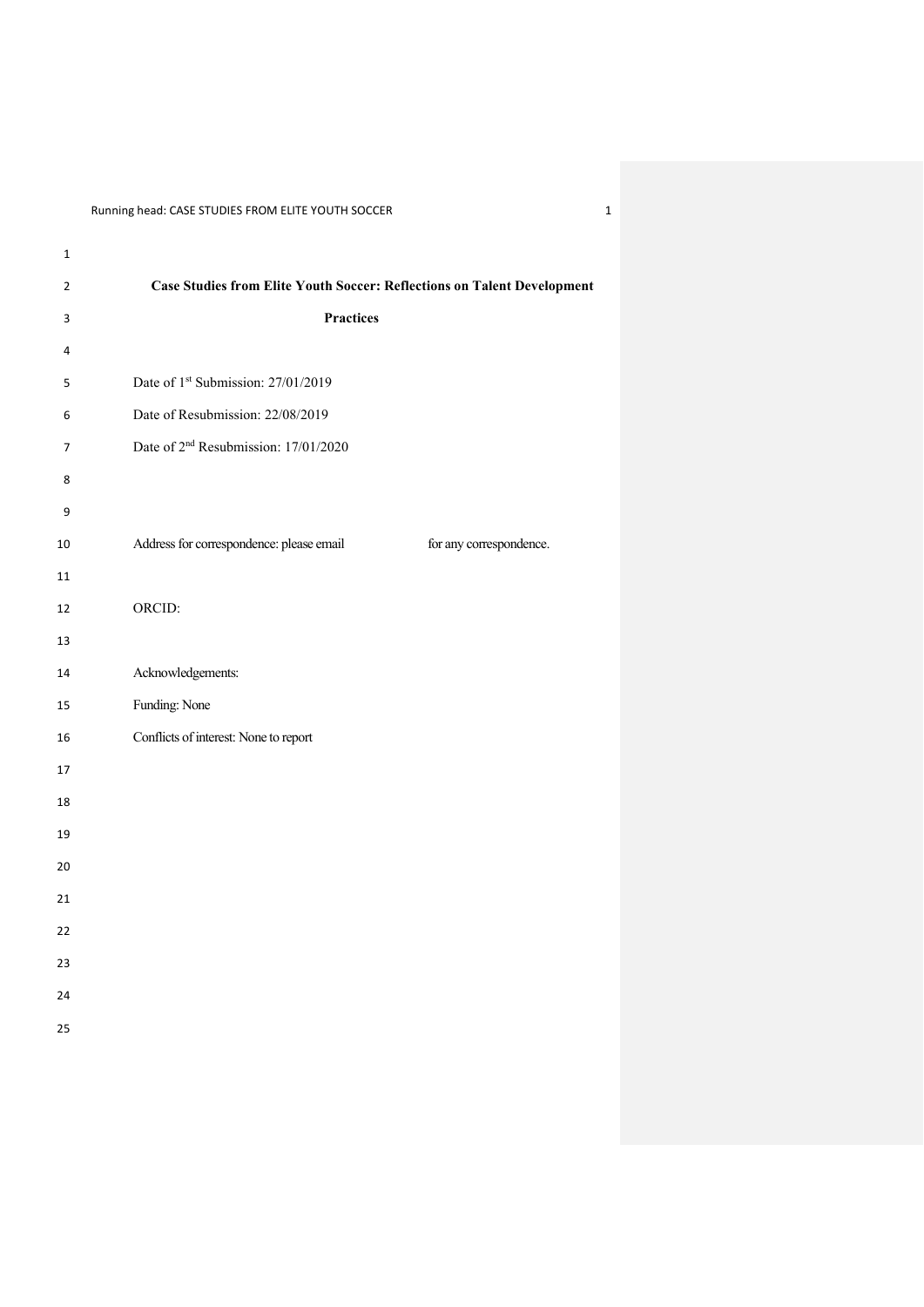# Case Studies from Elite Youth Soccer: Reflections on Talent Development Practices

Date of 1st Submission: 27/01/2019

Date of Resubmission: 22/08/2019

Date of 2nd Resubmission: 17/01/2020

Address for correspondence: please email for any correspondence.

ORCID:

Acknowledgements:

Funding: None

Conflicts of interest: None to report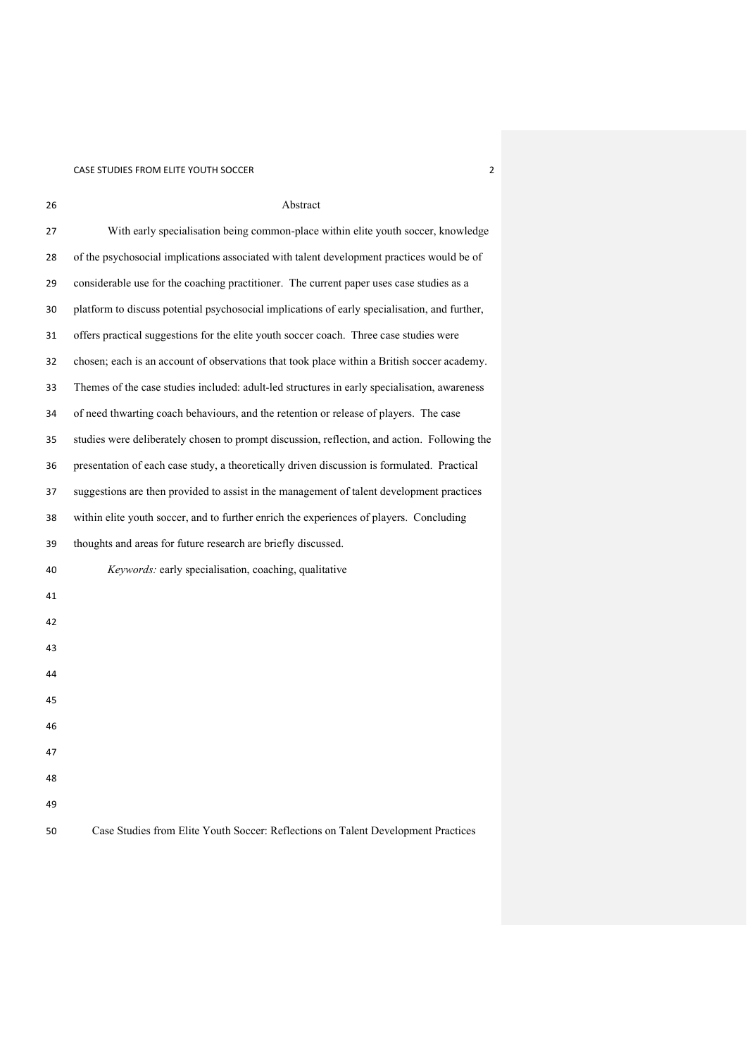## Abstract

With early specialisation being common-place within elite youth soccer, knowledge of the psychosocial implications associated with talent development practices would be of considerable use for the coaching practitioner. The current paper uses case studies as a platform to discuss potential psychosocial implications of early specialisation, and further, offers practical suggestions for the elite youth soccer coach. Three case studies were chosen; each is an account of observations that took place within a British soccer academy. Themes of the case studies included: adult-led structures in early specialisation, awareness of need thwarting coach behaviours, and the retention or release of players. The case studies were deliberately chosen to prompt discussion, reflection, and action. Following the presentation of each case study, a theoretically driven discussion is formulated. Practical suggestions are then provided to assist in the management of talent development practices within elite youth soccer, and to further enrich the experiences of players. Concluding thoughts and areas for future research are briefly discussed.

*Keywords:* early specialisation, coaching, qualitative

# Case Studies from Elite Youth Soccer: Reflections on Talent Development Practices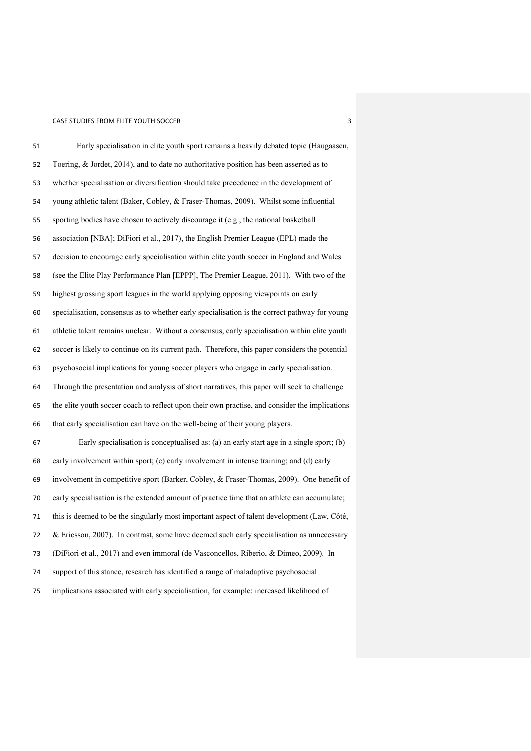Early specialisation in elite youth sport remains a heavily debated topic (Haugaasen, Toering, & Jordet, 2014), and to date no authoritative position has been asserted as to whether specialisation or diversification should take precedence in the development of young athletic talent (Baker, Cobley, & Fraser-Thomas, 2009). Whilst some influential sporting bodies have chosen to actively discourage it (e.g., the national basketball association [NBA]; DiFiori et al., 2017), the English Premier League (EPL) made the decision to encourage early specialisation within elite youth soccer in England and Wales (see the Elite Play Performance Plan [EPPP], The Premier League, 2011). With two of the highest grossing sport leagues in the world applying opposing viewpoints on early specialisation, consensus as to whether early specialisation is the correct pathway for young athletic talent remains unclear. Without a consensus, early specialisation within elite youth soccer is likely to continue on its current path. Therefore, this paper considers the potential psychosocial implications for young soccer players who engage in early specialisation. Through the presentation and analysis of short narratives, this paper will seek to challenge the elite youth soccer coach to reflect upon their own practise, and consider the implications that early specialisation can have on the well-being of their young players.

Early specialisation is conceptualised as: (a) an early start age in a single sport; (b) early involvement within sport; (c) early involvement in intense training; and (d) early involvement in competitive sport (Barker, Cobley, & Fraser-Thomas, 2009). One benefit of early specialisation is the extended amount of practice time that an athlete can accumulate; this is deemed to be the singularly most important aspect of talent development (Law, Côté, & Ericsson, 2007). In contrast, some have deemed such early specialisation as unnecessary (DiFiori et al., 2017) and even immoral (de Vasconcellos, Riberio, & Dimeo, 2009). In support of this stance, research has identified a range of maladaptive psychosocial implications associated with early specialisation, for example: increased likelihood of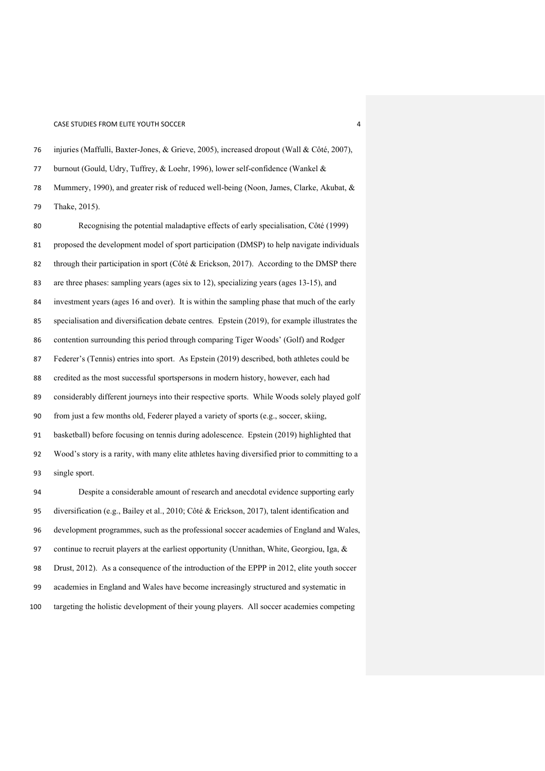injuries (Maffulli, Baxter-Jones, & Grieve, 2005), increased dropout (Wall & Côté, 2007), burnout (Gould, Udry, Tuffrey, & Loehr, 1996), lower self-confidence (Wankel & Mummery, 1990), and greater risk of reduced well-being (Noon, James, Clarke, Akubat, & Thake, 2015).

Recognising the potential maladaptive effects of early specialisation, Côté (1999) proposed the development model of sport participation (DMSP) to help navigate individuals through their participation in sport (Côté & Erickson, 2017). According to the DMSP there are three phases: sampling years (ages six to 12), specializing years (ages 13-15), and investment years (ages 16 and over). It is within the sampling phase that much of the early specialisation and diversification debate centres. Epstein (2019), for example illustrates the contention surrounding this period through comparing Tiger Woods' (Golf) and Rodger Federer's (Tennis) entries into sport. As Epstein (2019) described, both athletes could be credited as the most successful sportspersons in modern history, however, each had considerably different journeys into their respective sports. While Woods solely played golf from just a few months old, Federer played a variety of sports (e.g., soccer, skiing, basketball) before focusing on tennis during adolescence. Epstein (2019) highlighted that Wood's story is a rarity, with many elite athletes having diversified prior to committing to a single sport.

Despite a considerable amount of research and anecdotal evidence supporting early diversification (e.g., Bailey et al., 2010; Côté & Erickson, 2017), talent identification and development programmes, such as the professional soccer academies of England and Wales, continue to recruit players at the earliest opportunity (Unnithan, White, Georgiou, Iga, & Drust, 2012). As a consequence of the introduction of the EPPP in 2012, elite youth soccer academies in England and Wales have become increasingly structured and systematic in targeting the holistic development of their young players. All soccer academies competing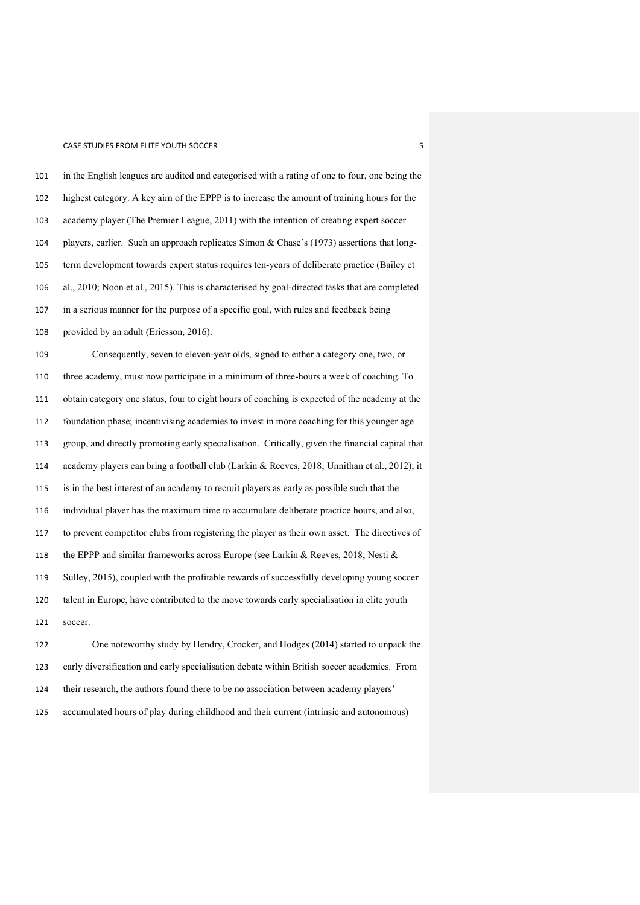in the English leagues are audited and categorised with a rating of one to four, one being the highest category. A key aim of the EPPP is to increase the amount of training hours for the academy player (The Premier League, 2011) with the intention of creating expert soccer players, earlier. Such an approach replicates Simon & Chase's (1973) assertions that long-term development towards expert status requires ten-years of deliberate practice (Bailey et al., 2010; Noon et al., 2015). This is characterised by goal-directed tasks that are completed in a serious manner for the purpose of a specific goal, with rules and feedback being provided by an adult (Ericsson, 2016).

Consequently, seven to eleven-year olds, signed to either a category one, two, or three academy, must now participate in a minimum of three-hours a week of coaching. To obtain category one status, four to eight hours of coaching is expected of the academy at the foundation phase; incentivising academies to invest in more coaching for this younger age group, and directly promoting early specialisation. Critically, given the financial capital that academy players can bring a football club (Larkin & Reeves, 2018; Unnithan et al., 2012), it is in the best interest of an academy to recruit players as early as possible such that the individual player has the maximum time to accumulate deliberate practice hours, and also, to prevent competitor clubs from registering the player as their own asset. The directives of the EPPP and similar frameworks across Europe (see Larkin & Reeves, 2018; Nesti & Sulley, 2015), coupled with the profitable rewards of successfully developing young soccer talent in Europe, have contributed to the move towards early specialisation in elite youth soccer.

One noteworthy study by Hendry, Crocker, and Hodges (2014) started to unpack the early diversification and early specialisation debate within British soccer academies. From their research, the authors found there to be no association between academy players' accumulated hours of play during childhood and their current (intrinsic and autonomous)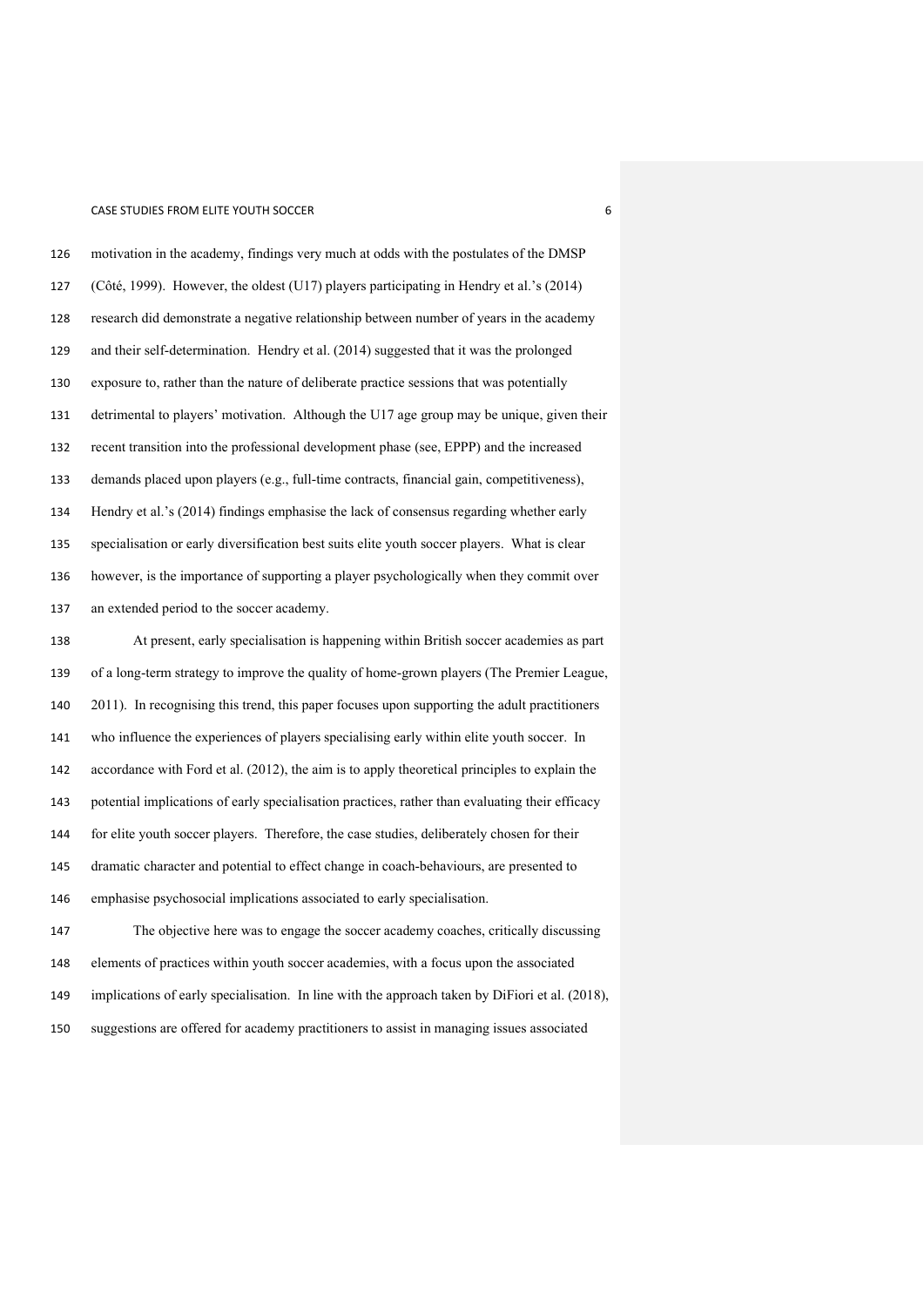motivation in the academy, findings very much at odds with the postulates of the DMSP (Côté, 1999). However, the oldest (U17) players participating in Hendry et al.'s (2014) research did demonstrate a negative relationship between number of years in the academy and their self-determination. Hendry et al. (2014) suggested that it was the prolonged exposure to, rather than the nature of deliberate practice sessions that was potentially detrimental to players' motivation. Although the U17 age group may be unique, given their recent transition into the professional development phase (see, EPPP) and the increased demands placed upon players (e.g., full-time contracts, financial gain, competitiveness), Hendry et al.'s (2014) findings emphasise the lack of consensus regarding whether early specialisation or early diversification best suits elite youth soccer players. What is clear however, is the importance of supporting a player psychologically when they commit over an extended period to the soccer academy.

At present, early specialisation is happening within British soccer academies as part of a long-term strategy to improve the quality of home-grown players (The Premier League, 2011). In recognising this trend, this paper focuses upon supporting the adult practitioners who influence the experiences of players specialising early within elite youth soccer. In accordance with Ford et al. (2012), the aim is to apply theoretical principles to explain the potential implications of early specialisation practices, rather than evaluating their efficacy for elite youth soccer players. Therefore, the case studies, deliberately chosen for their dramatic character and potential to effect change in coach-behaviours, are presented to emphasise psychosocial implications associated to early specialisation.

The objective here was to engage the soccer academy coaches, critically discussing elements of practices within youth soccer academies, with a focus upon the associated implications of early specialisation. In line with the approach taken by DiFiori et al. (2018), suggestions are offered for academy practitioners to assist in managing issues associated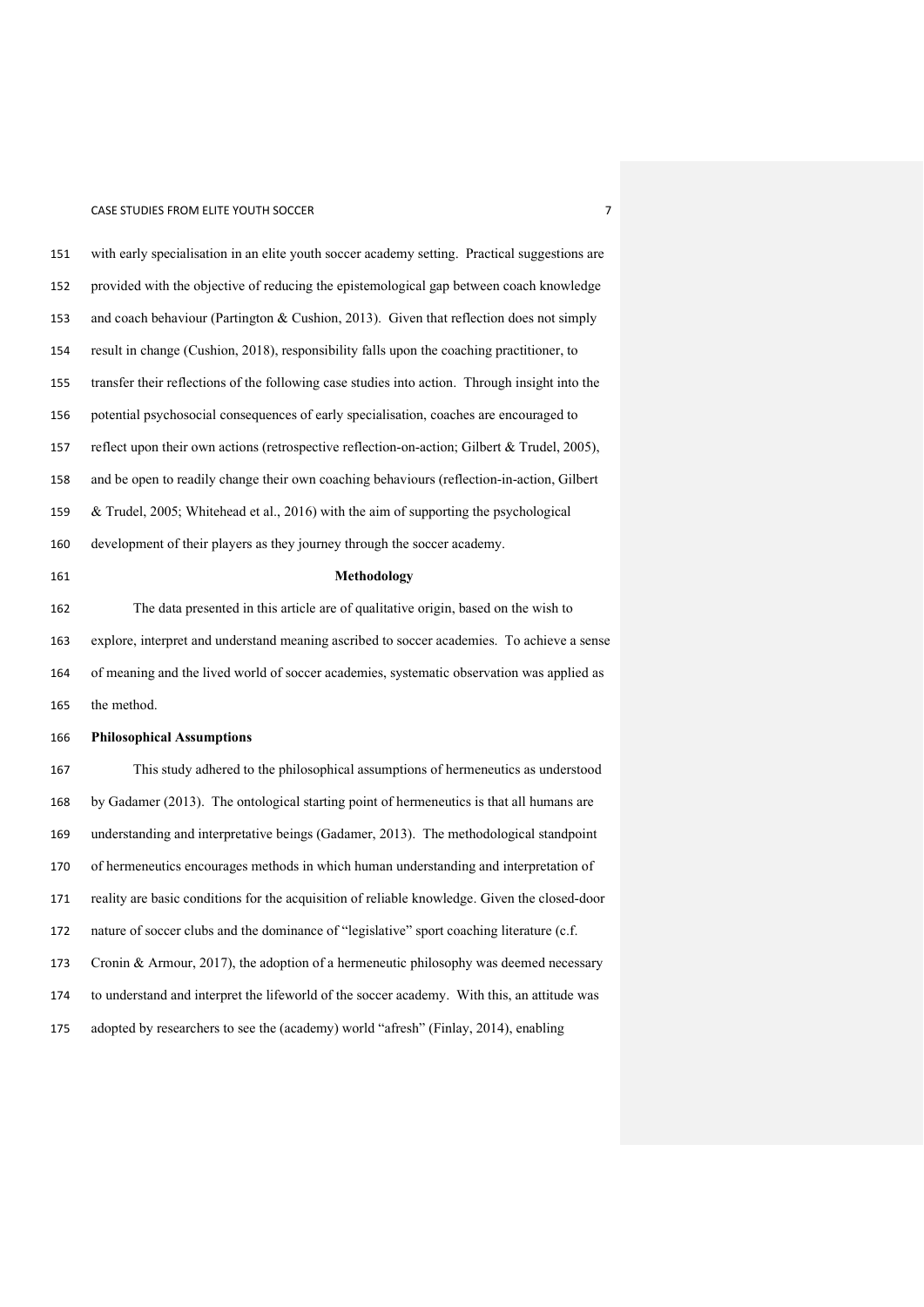with early specialisation in an elite youth soccer academy setting. Practical suggestions are provided with the objective of reducing the epistemological gap between coach knowledge and coach behaviour (Partington & Cushion, 2013). Given that reflection does not simply result in change (Cushion, 2018), responsibility falls upon the coaching practitioner, to transfer their reflections of the following case studies into action. Through insight into the potential psychosocial consequences of early specialisation, coaches are encouraged to reflect upon their own actions (retrospective reflection-on-action; Gilbert & Trudel, 2005), and be open to readily change their own coaching behaviours (reflection-in-action, Gilbert & Trudel, 2005; Whitehead et al., 2016) with the aim of supporting the psychological development of their players as they journey through the soccer academy.

## Methodology

The data presented in this article are of qualitative origin, based on the wish to explore, interpret and understand meaning ascribed to soccer academies. To achieve a sense of meaning and the lived world of soccer academies, systematic observation was applied as the method.

### Philosophical Assumptions

This study adhered to the philosophical assumptions of hermeneutics as understood by Gadamer (2013). The ontological starting point of hermeneutics is that all humans are understanding and interpretative beings (Gadamer, 2013). The methodological standpoint of hermeneutics encourages methods in which human understanding and interpretation of reality are basic conditions for the acquisition of reliable knowledge. Given the closed-door nature of soccer clubs and the dominance of "legislative" sport coaching literature (c.f. Cronin & Armour, 2017), the adoption of a hermeneutic philosophy was deemed necessary to understand and interpret the lifeworld of the soccer academy. With this, an attitude was adopted by researchers to see the (academy) world "afresh" (Finlay, 2014), enabling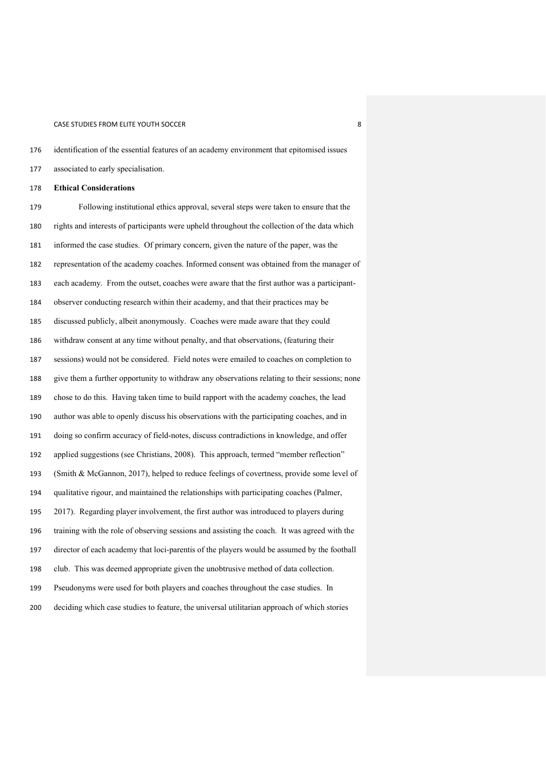identification of the essential features of an academy environment that epitomised issues associated to early specialisation.

**Ethical Considerations**

Following institutional ethics approval, several steps were taken to ensure that the rights and interests of participants were upheld throughout the collection of the data which informed the case studies. Of primary concern, given the nature of the paper, was the representation of the academy coaches. Informed consent was obtained from the manager of each academy. From the outset, coaches were aware that the first author was a participant-observer conducting research within their academy, and that their practices may be discussed publicly, albeit anonymously. Coaches were made aware that they could withdraw consent at any time without penalty, and that observations, (featuring their sessions) would not be considered. Field notes were emailed to coaches on completion to give them a further opportunity to withdraw any observations relating to their sessions; none chose to do this. Having taken time to build rapport with the academy coaches, the lead author was able to openly discuss his observations with the participating coaches, and in doing so confirm accuracy of field-notes, discuss contradictions in knowledge, and offer applied suggestions (see Christians, 2008). This approach, termed "member reflection" (Smith & McGannon, 2017), helped to reduce feelings of covertness, provide some level of qualitative rigour, and maintained the relationships with participating coaches (Palmer, 2017). Regarding player involvement, the first author was introduced to players during training with the role of observing sessions and assisting the coach. It was agreed with the director of each academy that loci-parentis of the players would be assumed by the football club. This was deemed appropriate given the unobtrusive method of data collection. Pseudonyms were used for both players and coaches throughout the case studies. In deciding which case studies to feature, the universal utilitarian approach of which stories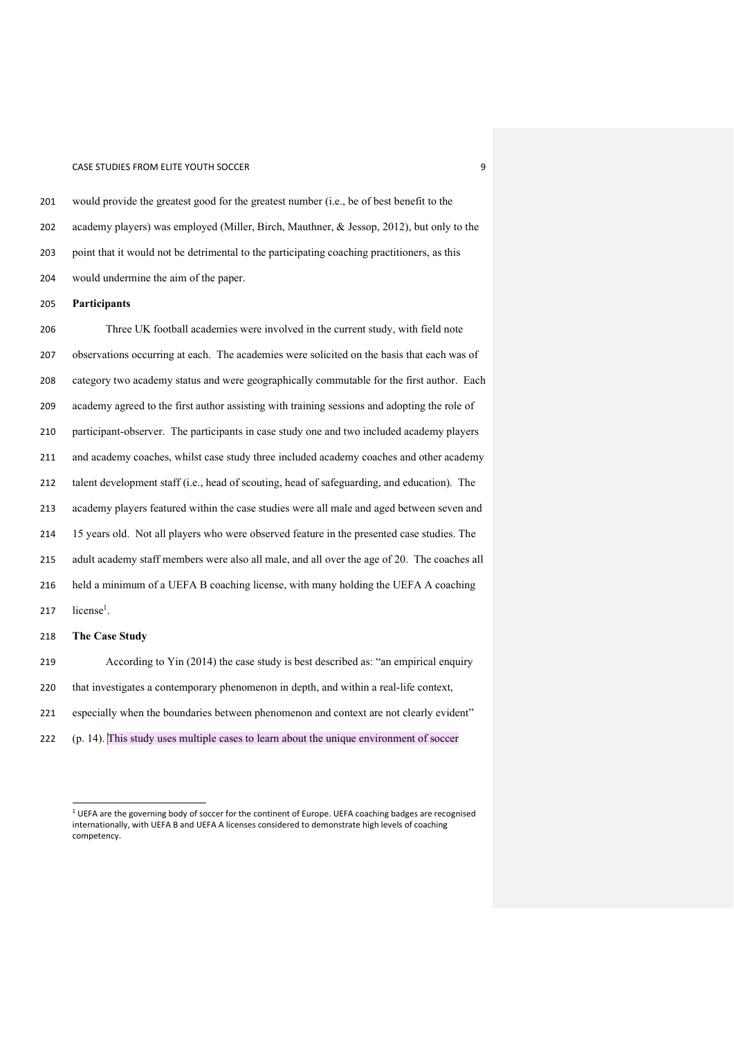would provide the greatest good for the greatest number (i.e., be of best benefit to the academy players) was employed (Miller, Birch, Mauthner, & Jessop, 2012), but only to the point that it would not be detrimental to the participating coaching practitioners, as this would undermine the aim of the paper.

**Participants**

Three UK football academies were involved in the current study, with field note observations occurring at each. The academies were solicited on the basis that each was of category two academy status and were geographically commutable for the first author. Each academy agreed to the first author assisting with training sessions and adopting the role of participant-observer. The participants in case study one and two included academy players and academy coaches, whilst case study three included academy coaches and other academy talent development staff (i.e., head of scouting, head of safeguarding, and education). The academy players featured within the case studies were all male and aged between seven and 15 years old. Not all players who were observed feature in the presented case studies. The adult academy staff members were also all male, and all over the age of 20. The coaches all held a minimum of a UEFA B coaching license, with many holding the UEFA A coaching license[1].

**The Case Study**

According to Yin (2014) the case study is best described as: "an empirical enquiry that investigates a contemporary phenomenon in depth, and within a real-life context, especially when the boundaries between phenomenon and context are not clearly evident" (p. 14). This study uses multiple cases to learn about the unique environment of soccer

[1] UEFA are the governing body of soccer for the continent of Europe. UEFA coaching badges are recognised internationally, with UEFA B and UEFA A licenses considered to demonstrate high levels of coaching competency.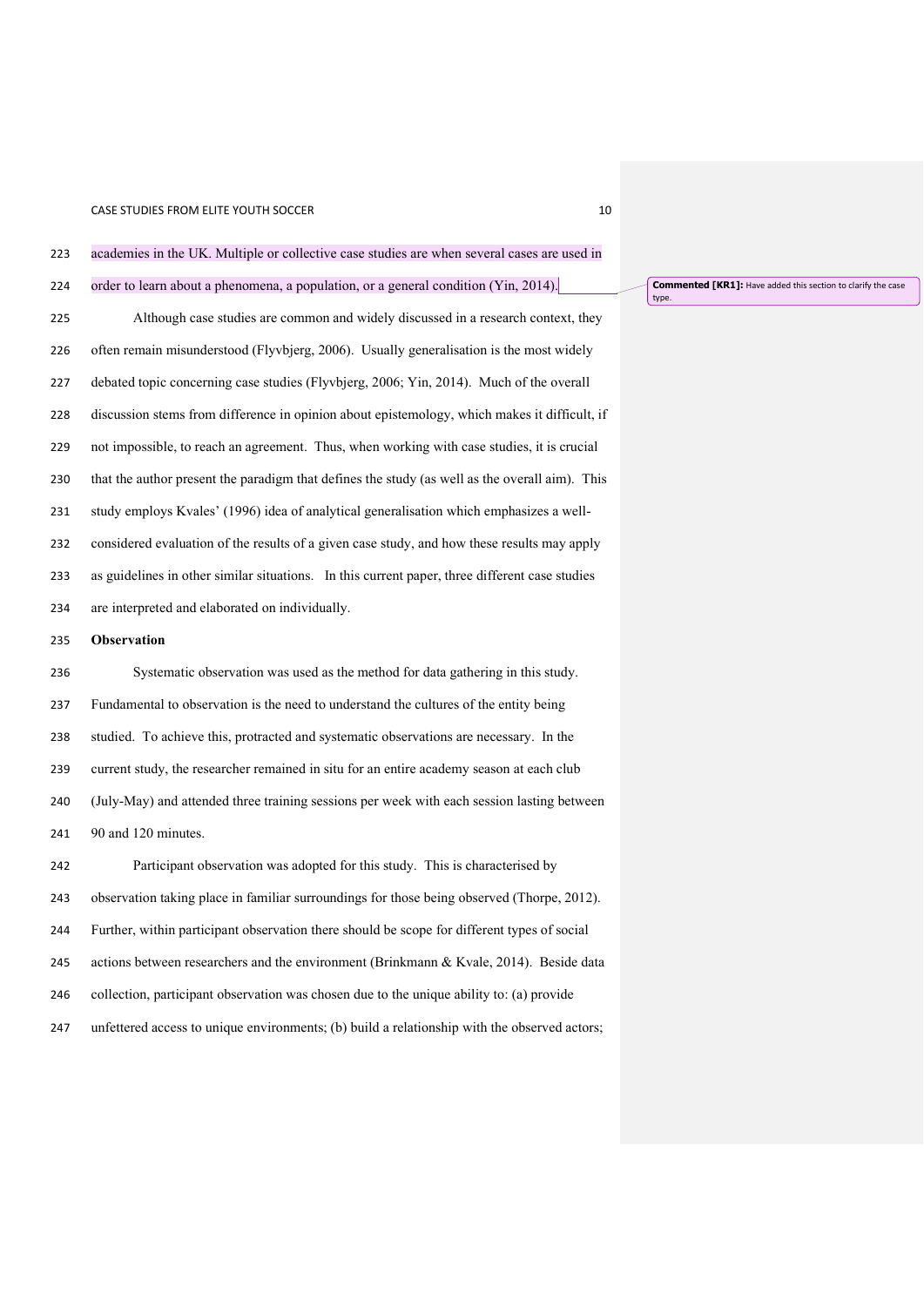academies in the UK. Multiple or collective case studies are when several cases are used in order to learn about a phenomena, a population, or a general condition (Yin, 2014).

Although case studies are common and widely discussed in a research context, they often remain misunderstood (Flyvbjerg, 2006). Usually generalisation is the most widely debated topic concerning case studies (Flyvbjerg, 2006; Yin, 2014). Much of the overall discussion stems from difference in opinion about epistemology, which makes it difficult, if not impossible, to reach an agreement. Thus, when working with case studies, it is crucial that the author present the paradigm that defines the study (as well as the overall aim). This study employs Kvales' (1996) idea of analytical generalisation which emphasizes a well-considered evaluation of the results of a given case study, and how these results may apply as guidelines in other similar situations. In this current paper, three different case studies are interpreted and elaborated on individually.

**Observation**

Systematic observation was used as the method for data gathering in this study. Fundamental to observation is the need to understand the cultures of the entity being studied. To achieve this, protracted and systematic observations are necessary. In the current study, the researcher remained in situ for an entire academy season at each club (July-May) and attended three training sessions per week with each session lasting between 90 and 120 minutes.

Participant observation was adopted for this study. This is characterised by observation taking place in familiar surroundings for those being observed (Thorpe, 2012). Further, within participant observation there should be scope for different types of social actions between researchers and the environment (Brinkmann & Kvale, 2014). Beside data collection, participant observation was chosen due to the unique ability to: (a) provide unfettered access to unique environments; (b) build a relationship with the observed actors;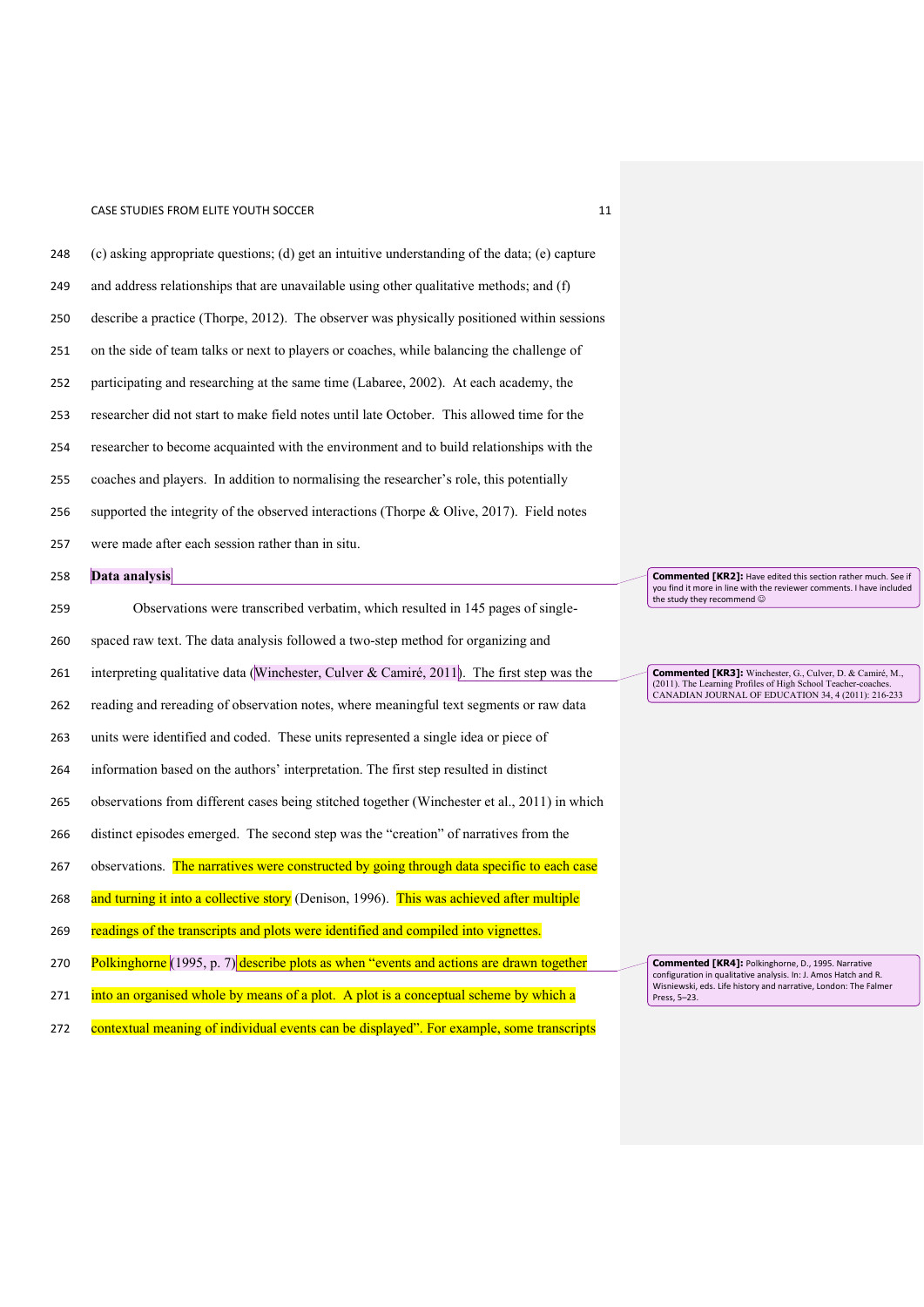(c) asking appropriate questions; (d) get an intuitive understanding of the data; (e) capture and address relationships that are unavailable using other qualitative methods; and (f) describe a practice (Thorpe, 2012). The observer was physically positioned within sessions on the side of team talks or next to players or coaches, while balancing the challenge of participating and researching at the same time (Labaree, 2002). At each academy, the researcher did not start to make field notes until late October. This allowed time for the researcher to become acquainted with the environment and to build relationships with the coaches and players. In addition to normalising the researcher's role, this potentially supported the integrity of the observed interactions (Thorpe & Olive, 2017). Field notes were made after each session rather than in situ.

**Data analysis**

Observations were transcribed verbatim, which resulted in 145 pages of single-spaced raw text. The data analysis followed a two-step method for organizing and interpreting qualitative data (Winchester, Culver & Camiré, 2011). The first step was the reading and rereading of observation notes, where meaningful text segments or raw data units were identified and coded. These units represented a single idea or piece of information based on the authors' interpretation. The first step resulted in distinct observations from different cases being stitched together (Winchester et al., 2011) in which distinct episodes emerged. The second step was the "creation" of narratives from the observations. The narratives were constructed by going through data specific to each case and turning it into a collective story (Denison, 1996). This was achieved after multiple readings of the transcripts and plots were identified and compiled into vignettes. Polkinghorne (1995, p. 7) describe plots as when "events and actions are drawn together into an organised whole by means of a plot. A plot is a conceptual scheme by which a contextual meaning of individual events can be displayed". For example, some transcripts

**Commented [KR2]:** Have edited this section rather much. See if you find it more in line with the reviewer comments. I have included the study they recommend ☺

**Commented [KR3]:** Winchester, G., Culver, D. & Camiré, M., (2011). The Learning Profiles of High School Teacher-coaches. CANADIAN JOURNAL OF EDUCATION 34, 4 (2011): 216-233

**Commented [KR4]:** Polkinghorne, D., 1995. Narrative configuration in qualitative analysis. In: J. Amos Hatch and R. Wisniewski, eds. Life history and narrative, London: The Falmer Press, 5–23.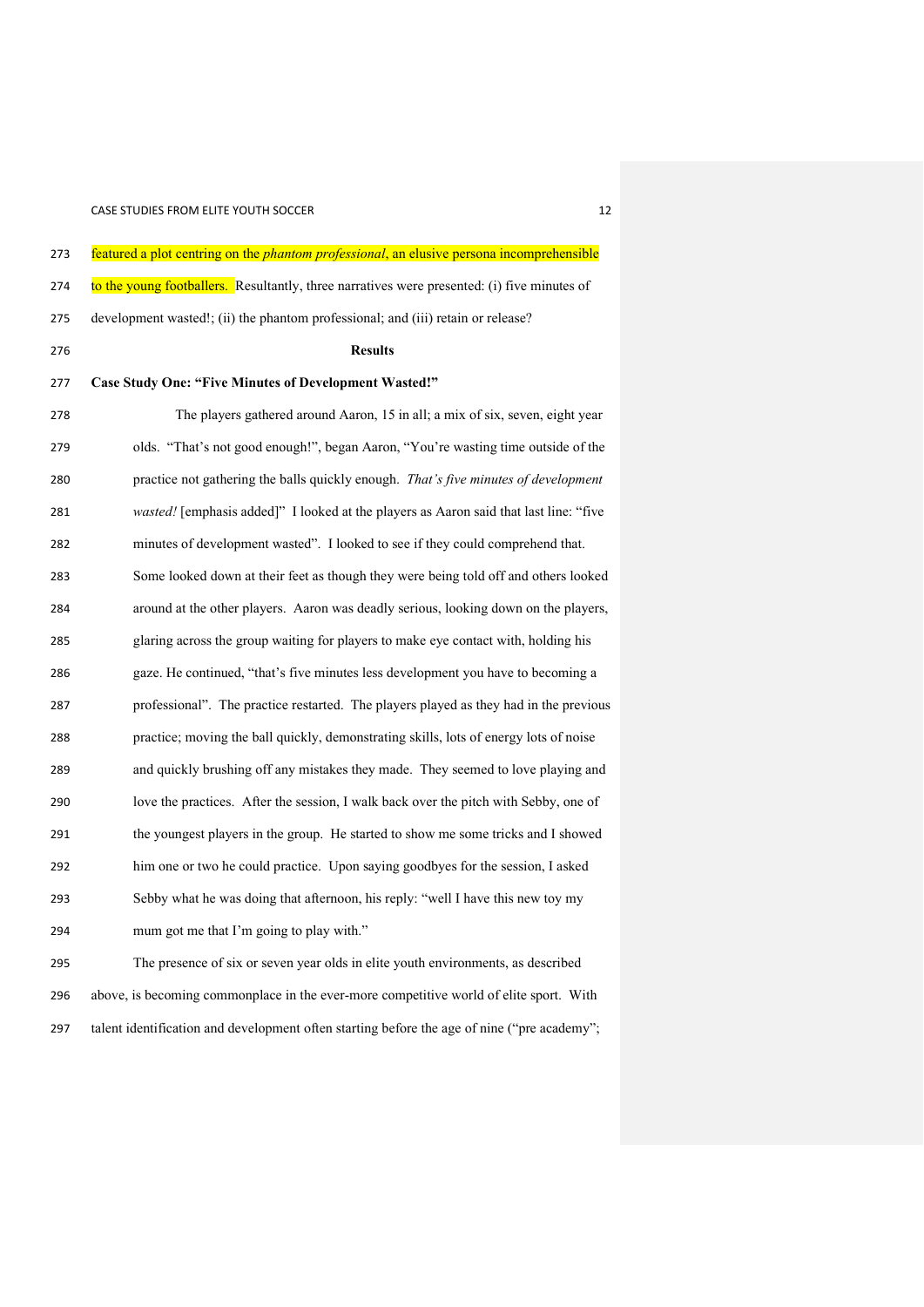featured a plot centring on the *phantom professional*, an elusive persona incomprehensible to the young footballers. Resultantly, three narratives were presented: (i) five minutes of development wasted!; (ii) the phantom professional; and (iii) retain or release?

## Results

### Case Study One: "Five Minutes of Development Wasted!"

> The players gathered around Aaron, 15 in all; a mix of six, seven, eight year olds. "That's not good enough!", began Aaron, "You're wasting time outside of the practice not gathering the balls quickly enough. *That's five minutes of development wasted!* [emphasis added]" I looked at the players as Aaron said that last line: "five minutes of development wasted". I looked to see if they could comprehend that. Some looked down at their feet as though they were being told off and others looked around at the other players. Aaron was deadly serious, looking down on the players, glaring across the group waiting for players to make eye contact with, holding his gaze. He continued, "that's five minutes less development you have to becoming a professional". The practice restarted. The players played as they had in the previous practice; moving the ball quickly, demonstrating skills, lots of energy lots of noise and quickly brushing off any mistakes they made. They seemed to love playing and love the practices. After the session, I walk back over the pitch with Sebby, one of the youngest players in the group. He started to show me some tricks and I showed him one or two he could practice. Upon saying goodbyes for the session, I asked Sebby what he was doing that afternoon, his reply: "well I have this new toy my mum got me that I'm going to play with."

The presence of six or seven year olds in elite youth environments, as described above, is becoming commonplace in the ever-more competitive world of elite sport. With talent identification and development often starting before the age of nine ("pre academy";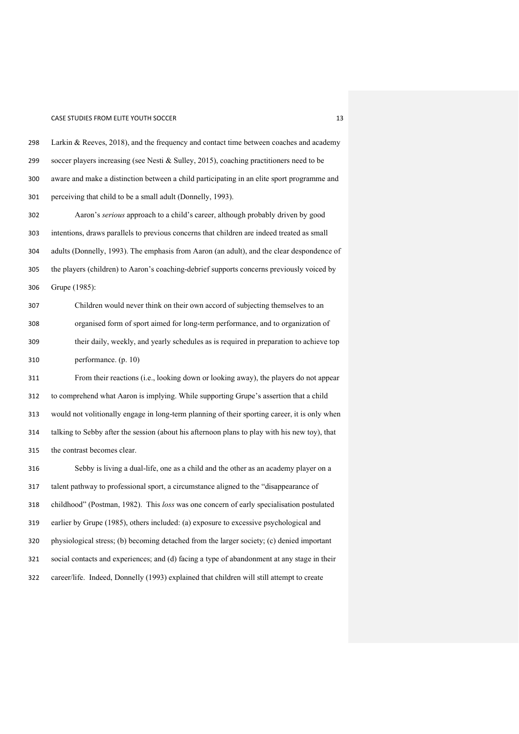Larkin & Reeves, 2018), and the frequency and contact time between coaches and academy soccer players increasing (see Nesti & Sulley, 2015), coaching practitioners need to be aware and make a distinction between a child participating in an elite sport programme and perceiving that child to be a small adult (Donnelly, 1993).

Aaron's *serious* approach to a child's career, although probably driven by good intentions, draws parallels to previous concerns that children are indeed treated as small adults (Donnelly, 1993). The emphasis from Aaron (an adult), and the clear despondence of the players (children) to Aaron's coaching-debrief supports concerns previously voiced by Grupe (1985):

> Children would never think on their own accord of subjecting themselves to an organised form of sport aimed for long-term performance, and to organization of their daily, weekly, and yearly schedules as is required in preparation to achieve top performance. (p. 10)

From their reactions (i.e., looking down or looking away), the players do not appear to comprehend what Aaron is implying. While supporting Grupe's assertion that a child would not volitionally engage in long-term planning of their sporting career, it is only when talking to Sebby after the session (about his afternoon plans to play with his new toy), that the contrast becomes clear.

Sebby is living a dual-life, one as a child and the other as an academy player on a talent pathway to professional sport, a circumstance aligned to the "disappearance of childhood" (Postman, 1982). This *loss* was one concern of early specialisation postulated earlier by Grupe (1985), others included: (a) exposure to excessive psychological and physiological stress; (b) becoming detached from the larger society; (c) denied important social contacts and experiences; and (d) facing a type of abandonment at any stage in their career/life. Indeed, Donnelly (1993) explained that children will still attempt to create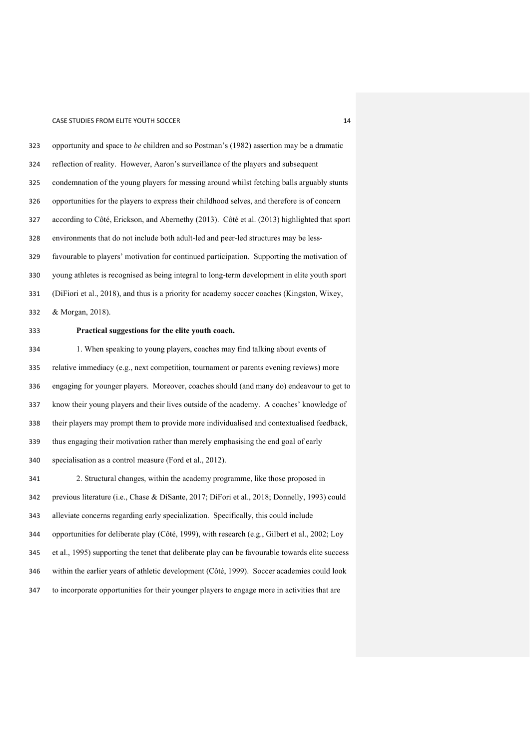opportunity and space to *be* children and so Postman's (1982) assertion may be a dramatic reflection of reality. However, Aaron's surveillance of the players and subsequent condemnation of the young players for messing around whilst fetching balls arguably stunts opportunities for the players to express their childhood selves, and therefore is of concern according to Côté, Erickson, and Abernethy (2013). Côté et al. (2013) highlighted that sport environments that do not include both adult-led and peer-led structures may be less-favourable to players' motivation for continued participation. Supporting the motivation of young athletes is recognised as being integral to long-term development in elite youth sport (DiFiori et al., 2018), and thus is a priority for academy soccer coaches (Kingston, Wixey, & Morgan, 2018).

**Practical suggestions for the elite youth coach.**

1. When speaking to young players, coaches may find talking about events of relative immediacy (e.g., next competition, tournament or parents evening reviews) more engaging for younger players. Moreover, coaches should (and many do) endeavour to get to know their young players and their lives outside of the academy. A coaches' knowledge of their players may prompt them to provide more individualised and contextualised feedback, thus engaging their motivation rather than merely emphasising the end goal of early specialisation as a control measure (Ford et al., 2012).

2. Structural changes, within the academy programme, like those proposed in previous literature (i.e., Chase & DiSante, 2017; DiFori et al., 2018; Donnelly, 1993) could alleviate concerns regarding early specialization. Specifically, this could include opportunities for deliberate play (Côté, 1999), with research (e.g., Gilbert et al., 2002; Loy et al., 1995) supporting the tenet that deliberate play can be favourable towards elite success within the earlier years of athletic development (Côté, 1999). Soccer academies could look to incorporate opportunities for their younger players to engage more in activities that are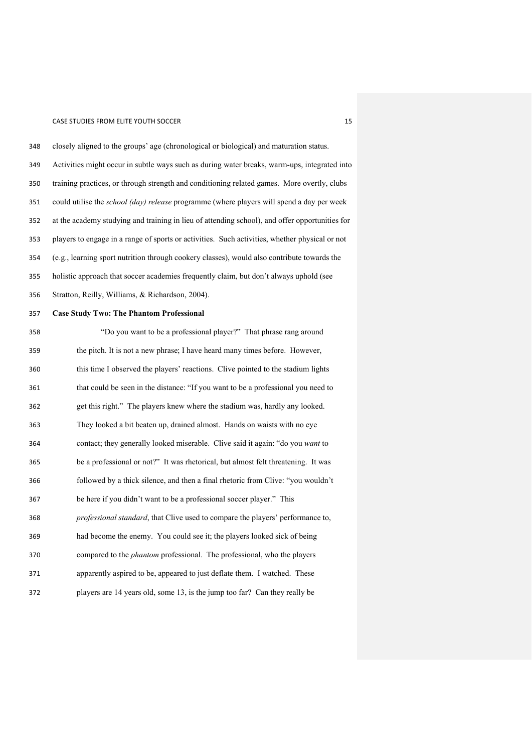closely aligned to the groups' age (chronological or biological) and maturation status. Activities might occur in subtle ways such as during water breaks, warm-ups, integrated into training practices, or through strength and conditioning related games. More overtly, clubs could utilise the *school (day) release* programme (where players will spend a day per week at the academy studying and training in lieu of attending school), and offer opportunities for players to engage in a range of sports or activities. Such activities, whether physical or not (e.g., learning sport nutrition through cookery classes), would also contribute towards the holistic approach that soccer academies frequently claim, but don't always uphold (see Stratton, Reilly, Williams, & Richardson, 2004).

**Case Study Two: The Phantom Professional**

> "Do you want to be a professional player?" That phrase rang around the pitch. It is not a new phrase; I have heard many times before. However, this time I observed the players' reactions. Clive pointed to the stadium lights that could be seen in the distance: "If you want to be a professional you need to get this right." The players knew where the stadium was, hardly any looked. They looked a bit beaten up, drained almost. Hands on waists with no eye contact; they generally looked miserable. Clive said it again: "do you *want* to be a professional or not?" It was rhetorical, but almost felt threatening. It was followed by a thick silence, and then a final rhetoric from Clive: "you wouldn't be here if you didn't want to be a professional soccer player." This *professional standard*, that Clive used to compare the players' performance to, had become the enemy. You could see it; the players looked sick of being compared to the *phantom* professional. The professional, who the players apparently aspired to be, appeared to just deflate them. I watched. These players are 14 years old, some 13, is the jump too far? Can they really be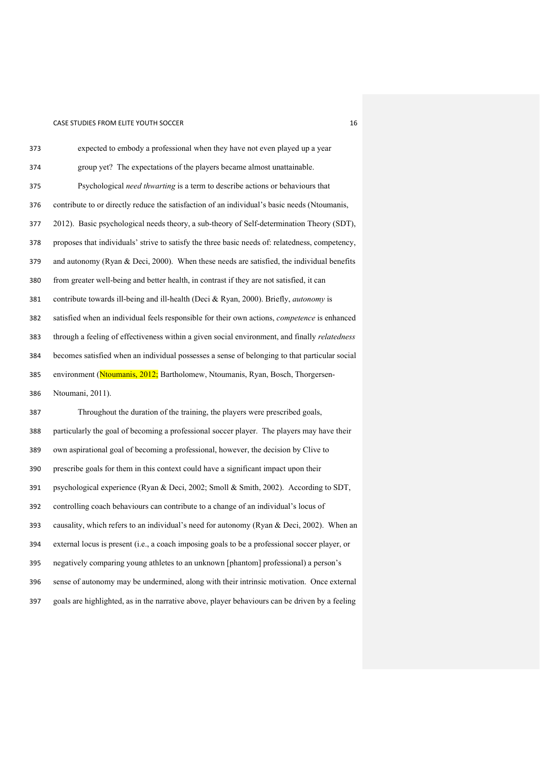expected to embody a professional when they have not even played up a year group yet? The expectations of the players became almost unattainable.

Psychological *need thwarting* is a term to describe actions or behaviours that contribute to or directly reduce the satisfaction of an individual's basic needs (Ntoumanis, 2012). Basic psychological needs theory, a sub-theory of Self-determination Theory (SDT), proposes that individuals' strive to satisfy the three basic needs of: relatedness, competency, and autonomy (Ryan & Deci, 2000). When these needs are satisfied, the individual benefits from greater well-being and better health, in contrast if they are not satisfied, it can contribute towards ill-being and ill-health (Deci & Ryan, 2000). Briefly, *autonomy* is satisfied when an individual feels responsible for their own actions, *competence* is enhanced through a feeling of effectiveness within a given social environment, and finally *relatedness* becomes satisfied when an individual possesses a sense of belonging to that particular social environment (Ntoumanis, 2012; Bartholomew, Ntoumanis, Ryan, Bosch, Thorgersen-Ntoumani, 2011).

Throughout the duration of the training, the players were prescribed goals, particularly the goal of becoming a professional soccer player. The players may have their own aspirational goal of becoming a professional, however, the decision by Clive to prescribe goals for them in this context could have a significant impact upon their psychological experience (Ryan & Deci, 2002; Smoll & Smith, 2002). According to SDT, controlling coach behaviours can contribute to a change of an individual's locus of causality, which refers to an individual's need for autonomy (Ryan & Deci, 2002). When an external locus is present (i.e., a coach imposing goals to be a professional soccer player, or negatively comparing young athletes to an unknown [phantom] professional) a person's sense of autonomy may be undermined, along with their intrinsic motivation. Once external goals are highlighted, as in the narrative above, player behaviours can be driven by a feeling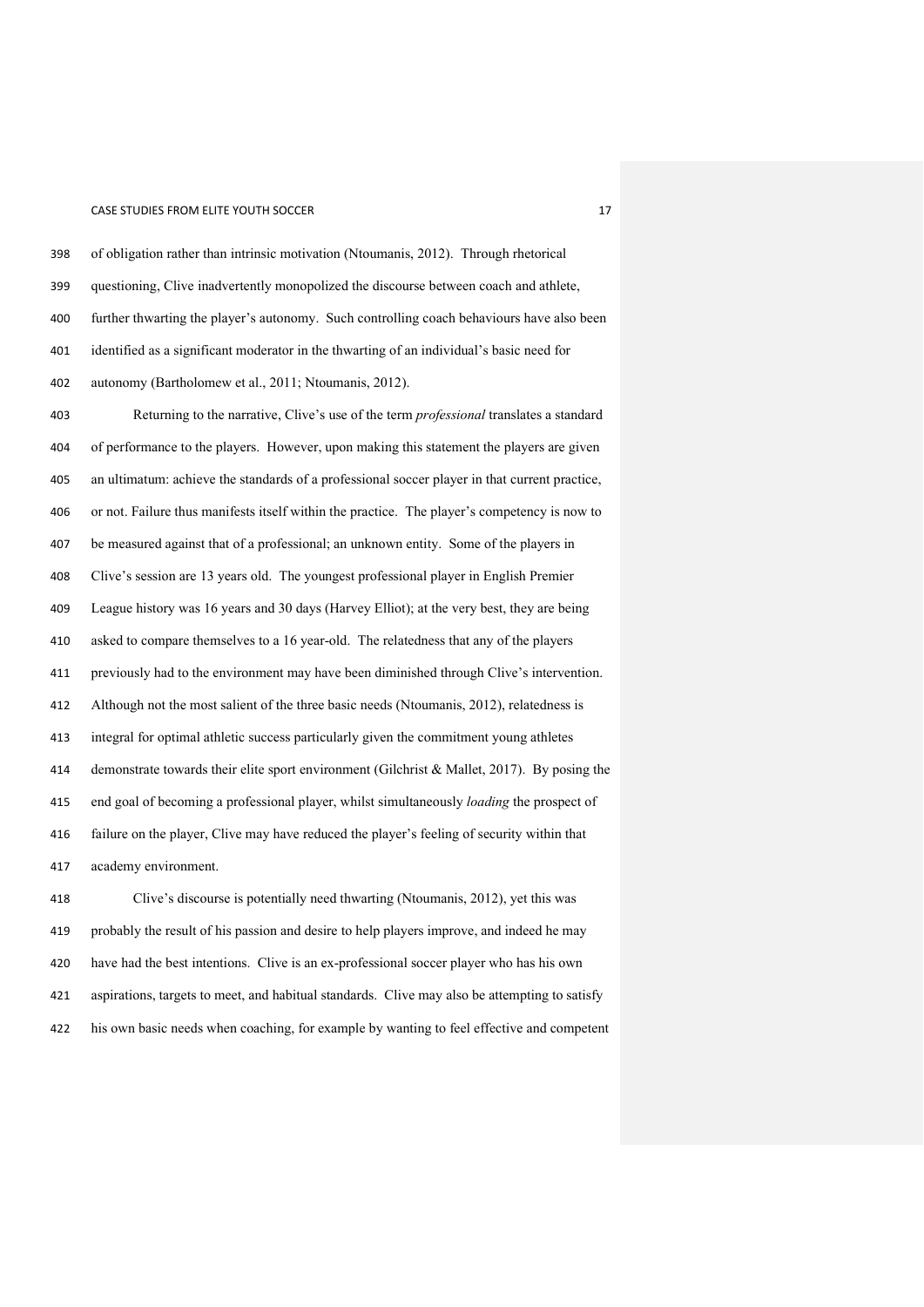of obligation rather than intrinsic motivation (Ntoumanis, 2012). Through rhetorical questioning, Clive inadvertently monopolized the discourse between coach and athlete, further thwarting the player's autonomy. Such controlling coach behaviours have also been identified as a significant moderator in the thwarting of an individual's basic need for autonomy (Bartholomew et al., 2011; Ntoumanis, 2012).

Returning to the narrative, Clive's use of the term *professional* translates a standard of performance to the players. However, upon making this statement the players are given an ultimatum: achieve the standards of a professional soccer player in that current practice, or not. Failure thus manifests itself within the practice. The player's competency is now to be measured against that of a professional; an unknown entity. Some of the players in Clive's session are 13 years old. The youngest professional player in English Premier League history was 16 years and 30 days (Harvey Elliot); at the very best, they are being asked to compare themselves to a 16 year-old. The relatedness that any of the players previously had to the environment may have been diminished through Clive's intervention. Although not the most salient of the three basic needs (Ntoumanis, 2012), relatedness is integral for optimal athletic success particularly given the commitment young athletes demonstrate towards their elite sport environment (Gilchrist & Mallet, 2017). By posing the end goal of becoming a professional player, whilst simultaneously *loading* the prospect of failure on the player, Clive may have reduced the player's feeling of security within that academy environment.

Clive's discourse is potentially need thwarting (Ntoumanis, 2012), yet this was probably the result of his passion and desire to help players improve, and indeed he may have had the best intentions. Clive is an ex-professional soccer player who has his own aspirations, targets to meet, and habitual standards. Clive may also be attempting to satisfy his own basic needs when coaching, for example by wanting to feel effective and competent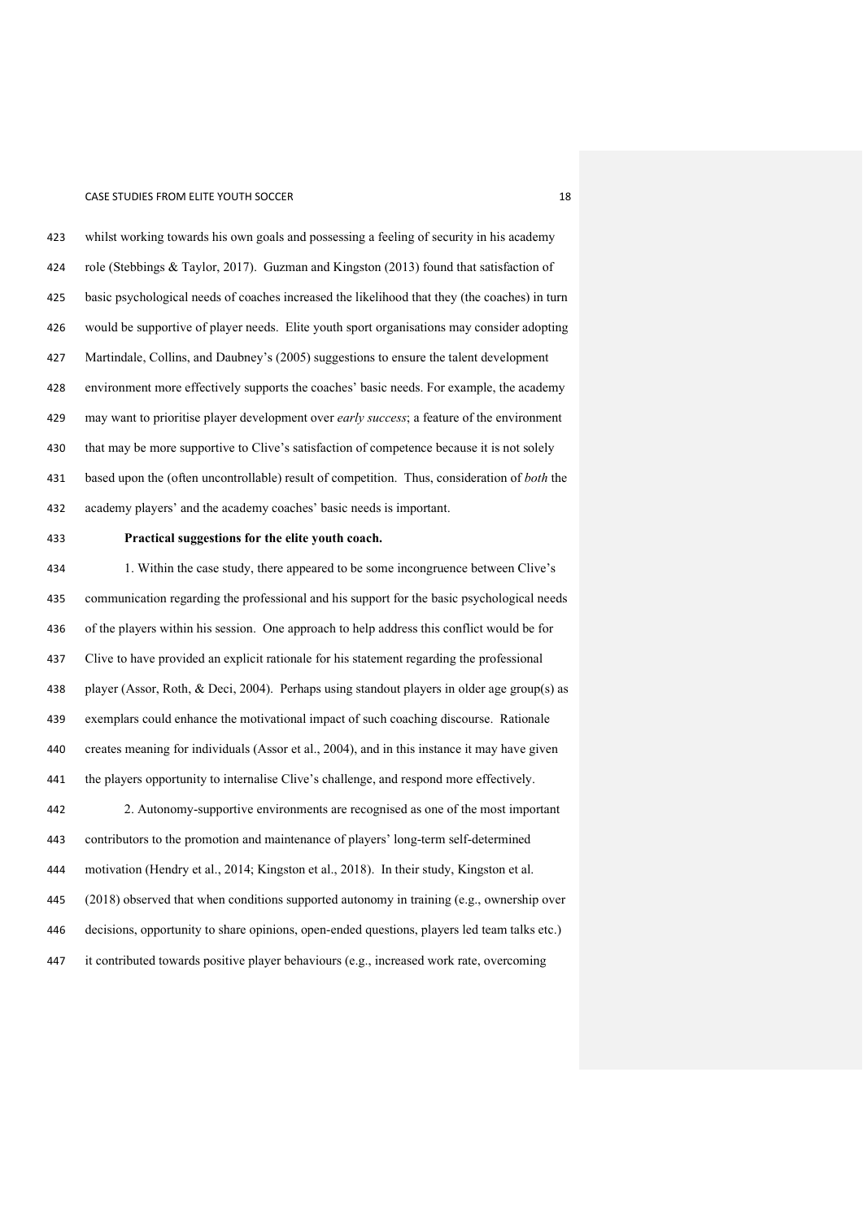whilst working towards his own goals and possessing a feeling of security in his academy role (Stebbings & Taylor, 2017). Guzman and Kingston (2013) found that satisfaction of basic psychological needs of coaches increased the likelihood that they (the coaches) in turn would be supportive of player needs. Elite youth sport organisations may consider adopting Martindale, Collins, and Daubney's (2005) suggestions to ensure the talent development environment more effectively supports the coaches' basic needs. For example, the academy may want to prioritise player development over *early success*; a feature of the environment that may be more supportive to Clive's satisfaction of competence because it is not solely based upon the (often uncontrollable) result of competition. Thus, consideration of *both* the academy players' and the academy coaches' basic needs is important.

**Practical suggestions for the elite youth coach.**

1. Within the case study, there appeared to be some incongruence between Clive's communication regarding the professional and his support for the basic psychological needs of the players within his session. One approach to help address this conflict would be for Clive to have provided an explicit rationale for his statement regarding the professional player (Assor, Roth, & Deci, 2004). Perhaps using standout players in older age group(s) as exemplars could enhance the motivational impact of such coaching discourse. Rationale creates meaning for individuals (Assor et al., 2004), and in this instance it may have given the players opportunity to internalise Clive's challenge, and respond more effectively.

2. Autonomy-supportive environments are recognised as one of the most important contributors to the promotion and maintenance of players' long-term self-determined motivation (Hendry et al., 2014; Kingston et al., 2018). In their study, Kingston et al. (2018) observed that when conditions supported autonomy in training (e.g., ownership over decisions, opportunity to share opinions, open-ended questions, players led team talks etc.) it contributed towards positive player behaviours (e.g., increased work rate, overcoming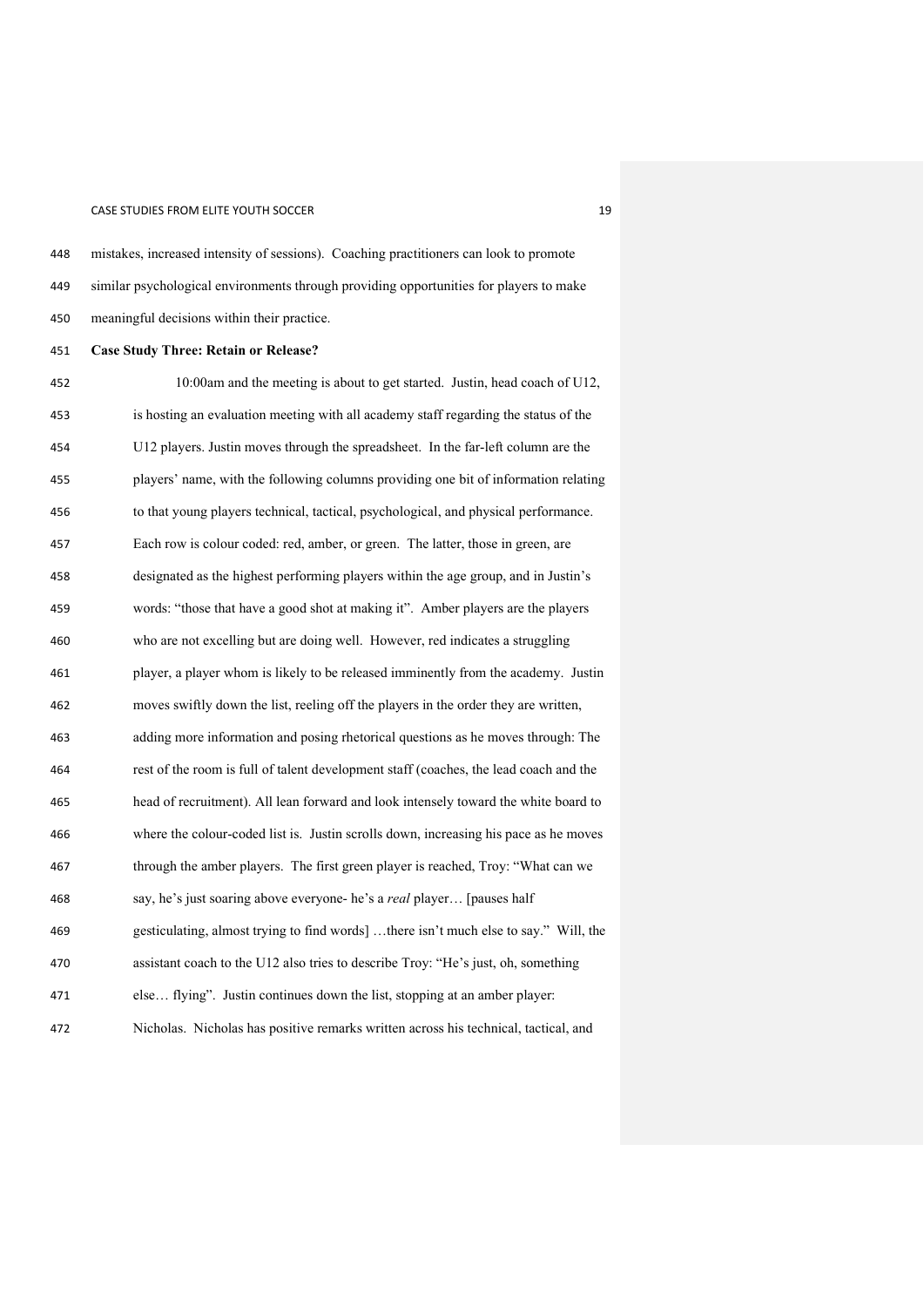mistakes, increased intensity of sessions). Coaching practitioners can look to promote similar psychological environments through providing opportunities for players to make meaningful decisions within their practice.

**Case Study Three: Retain or Release?**

> 10:00am and the meeting is about to get started. Justin, head coach of U12, is hosting an evaluation meeting with all academy staff regarding the status of the U12 players. Justin moves through the spreadsheet. In the far-left column are the players' name, with the following columns providing one bit of information relating to that young players technical, tactical, psychological, and physical performance. Each row is colour coded: red, amber, or green. The latter, those in green, are designated as the highest performing players within the age group, and in Justin's words: "those that have a good shot at making it". Amber players are the players who are not excelling but are doing well. However, red indicates a struggling player, a player whom is likely to be released imminently from the academy. Justin moves swiftly down the list, reeling off the players in the order they are written, adding more information and posing rhetorical questions as he moves through: The rest of the room is full of talent development staff (coaches, the lead coach and the head of recruitment). All lean forward and look intensely toward the white board to where the colour-coded list is. Justin scrolls down, increasing his pace as he moves through the amber players. The first green player is reached, Troy: "What can we say, he's just soaring above everyone- he's a *real* player… [pauses half gesticulating, almost trying to find words] …there isn't much else to say." Will, the assistant coach to the U12 also tries to describe Troy: "He's just, oh, something else… flying". Justin continues down the list, stopping at an amber player: Nicholas. Nicholas has positive remarks written across his technical, tactical, and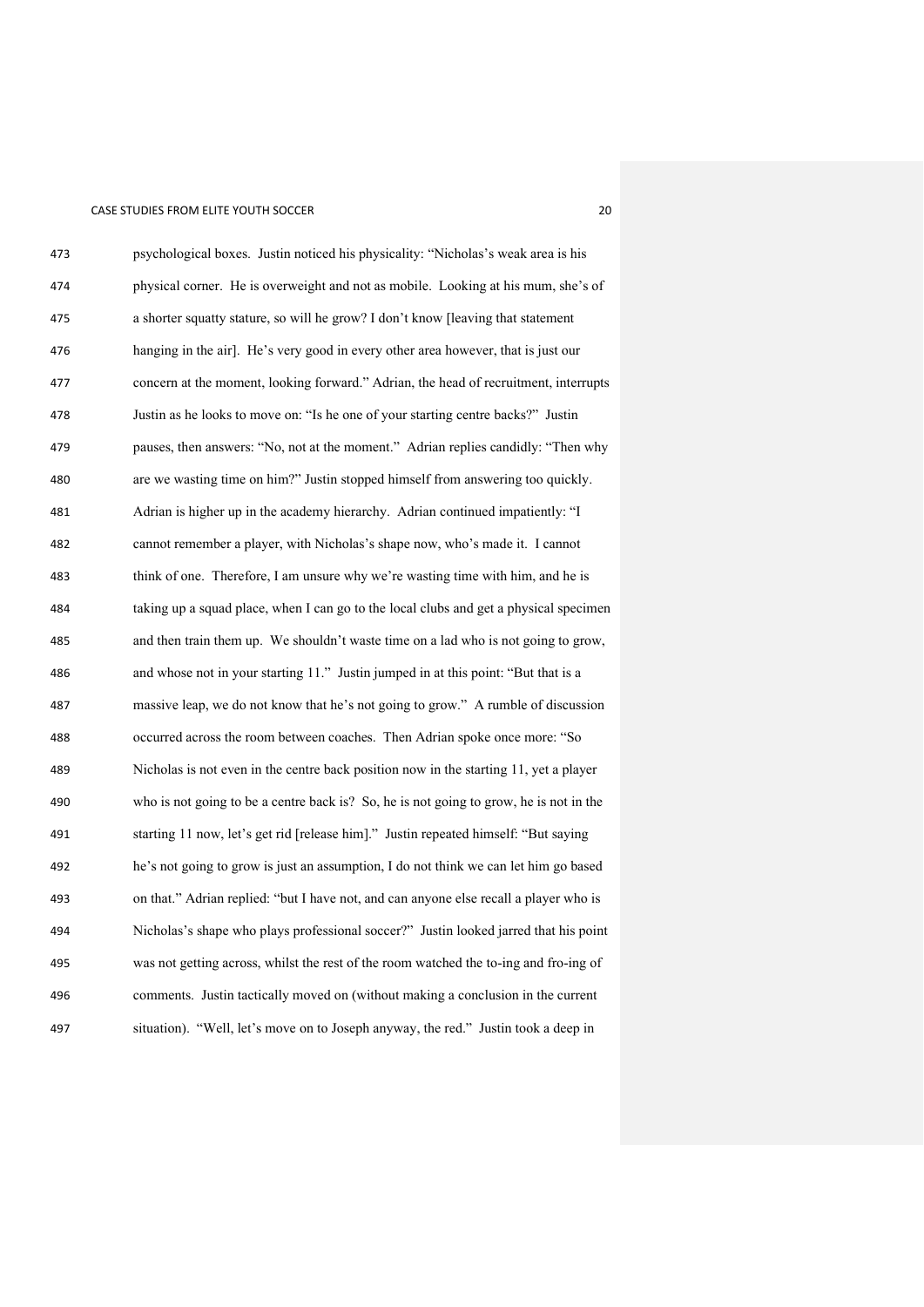psychological boxes. Justin noticed his physicality: "Nicholas's weak area is his physical corner. He is overweight and not as mobile. Looking at his mum, she's of a shorter squatty stature, so will he grow? I don't know [leaving that statement hanging in the air]. He's very good in every other area however, that is just our concern at the moment, looking forward." Adrian, the head of recruitment, interrupts Justin as he looks to move on: "Is he one of your starting centre backs?" Justin pauses, then answers: "No, not at the moment." Adrian replies candidly: "Then why are we wasting time on him?" Justin stopped himself from answering too quickly. Adrian is higher up in the academy hierarchy. Adrian continued impatiently: "I cannot remember a player, with Nicholas's shape now, who's made it. I cannot think of one. Therefore, I am unsure why we're wasting time with him, and he is taking up a squad place, when I can go to the local clubs and get a physical specimen and then train them up. We shouldn't waste time on a lad who is not going to grow, and whose not in your starting 11." Justin jumped in at this point: "But that is a massive leap, we do not know that he's not going to grow." A rumble of discussion occurred across the room between coaches. Then Adrian spoke once more: "So Nicholas is not even in the centre back position now in the starting 11, yet a player who is not going to be a centre back is? So, he is not going to grow, he is not in the starting 11 now, let's get rid [release him]." Justin repeated himself: "But saying he's not going to grow is just an assumption, I do not think we can let him go based on that." Adrian replied: "but I have not, and can anyone else recall a player who is Nicholas's shape who plays professional soccer?" Justin looked jarred that his point was not getting across, whilst the rest of the room watched the to-ing and fro-ing of comments. Justin tactically moved on (without making a conclusion in the current situation). "Well, let's move on to Joseph anyway, the red." Justin took a deep in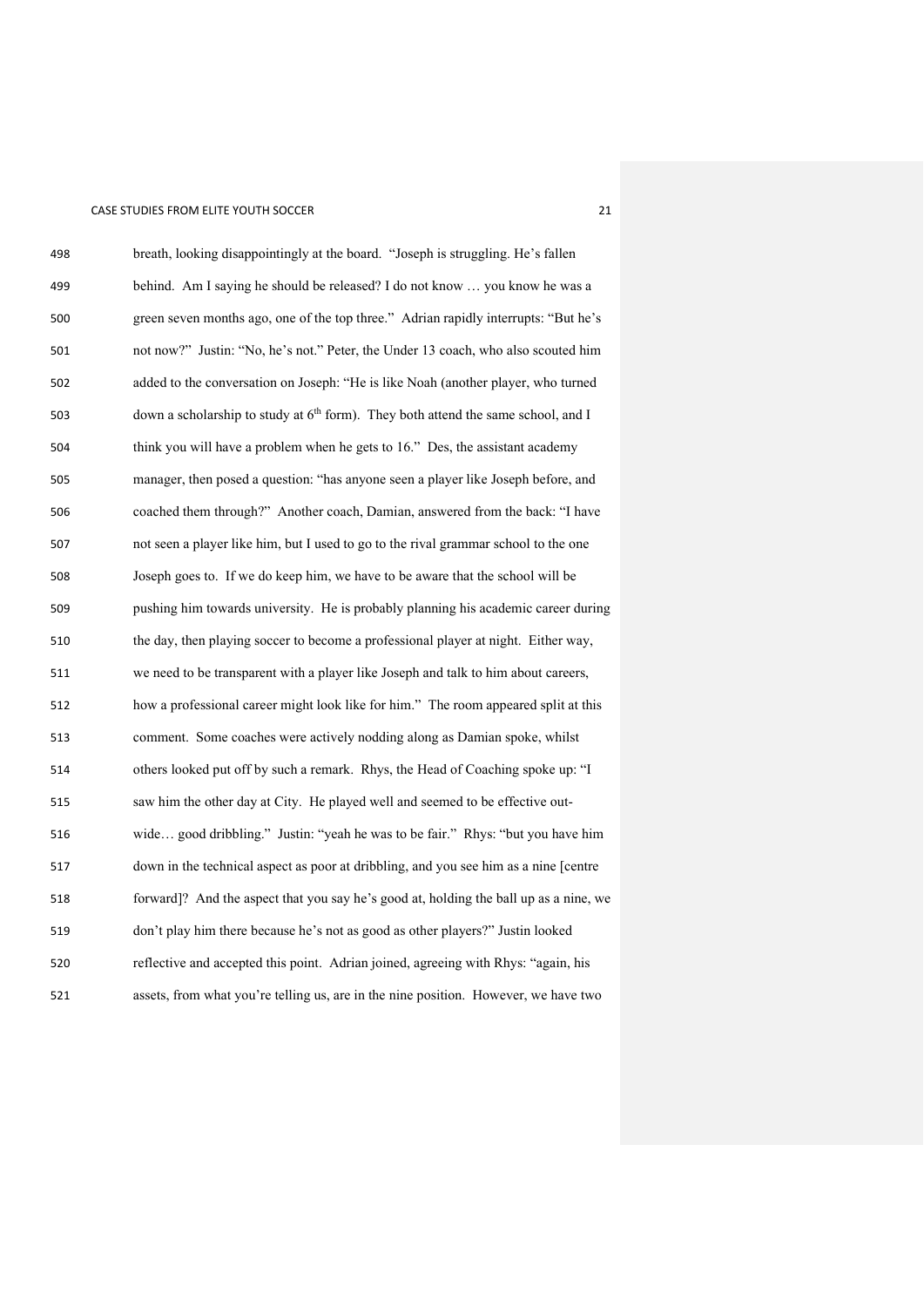breath, looking disappointingly at the board. "Joseph is struggling. He's fallen behind. Am I saying he should be released? I do not know … you know he was a green seven months ago, one of the top three." Adrian rapidly interrupts: "But he's not now?" Justin: "No, he's not." Peter, the Under 13 coach, who also scouted him added to the conversation on Joseph: "He is like Noah (another player, who turned down a scholarship to study at 6th form). They both attend the same school, and I think you will have a problem when he gets to 16." Des, the assistant academy manager, then posed a question: "has anyone seen a player like Joseph before, and coached them through?" Another coach, Damian, answered from the back: "I have not seen a player like him, but I used to go to the rival grammar school to the one Joseph goes to. If we do keep him, we have to be aware that the school will be pushing him towards university. He is probably planning his academic career during the day, then playing soccer to become a professional player at night. Either way, we need to be transparent with a player like Joseph and talk to him about careers, how a professional career might look like for him." The room appeared split at this comment. Some coaches were actively nodding along as Damian spoke, whilst others looked put off by such a remark. Rhys, the Head of Coaching spoke up: "I saw him the other day at City. He played well and seemed to be effective out-wide… good dribbling." Justin: "yeah he was to be fair." Rhys: "but you have him down in the technical aspect as poor at dribbling, and you see him as a nine [centre forward]? And the aspect that you say he's good at, holding the ball up as a nine, we don't play him there because he's not as good as other players?" Justin looked reflective and accepted this point. Adrian joined, agreeing with Rhys: "again, his assets, from what you're telling us, are in the nine position. However, we have two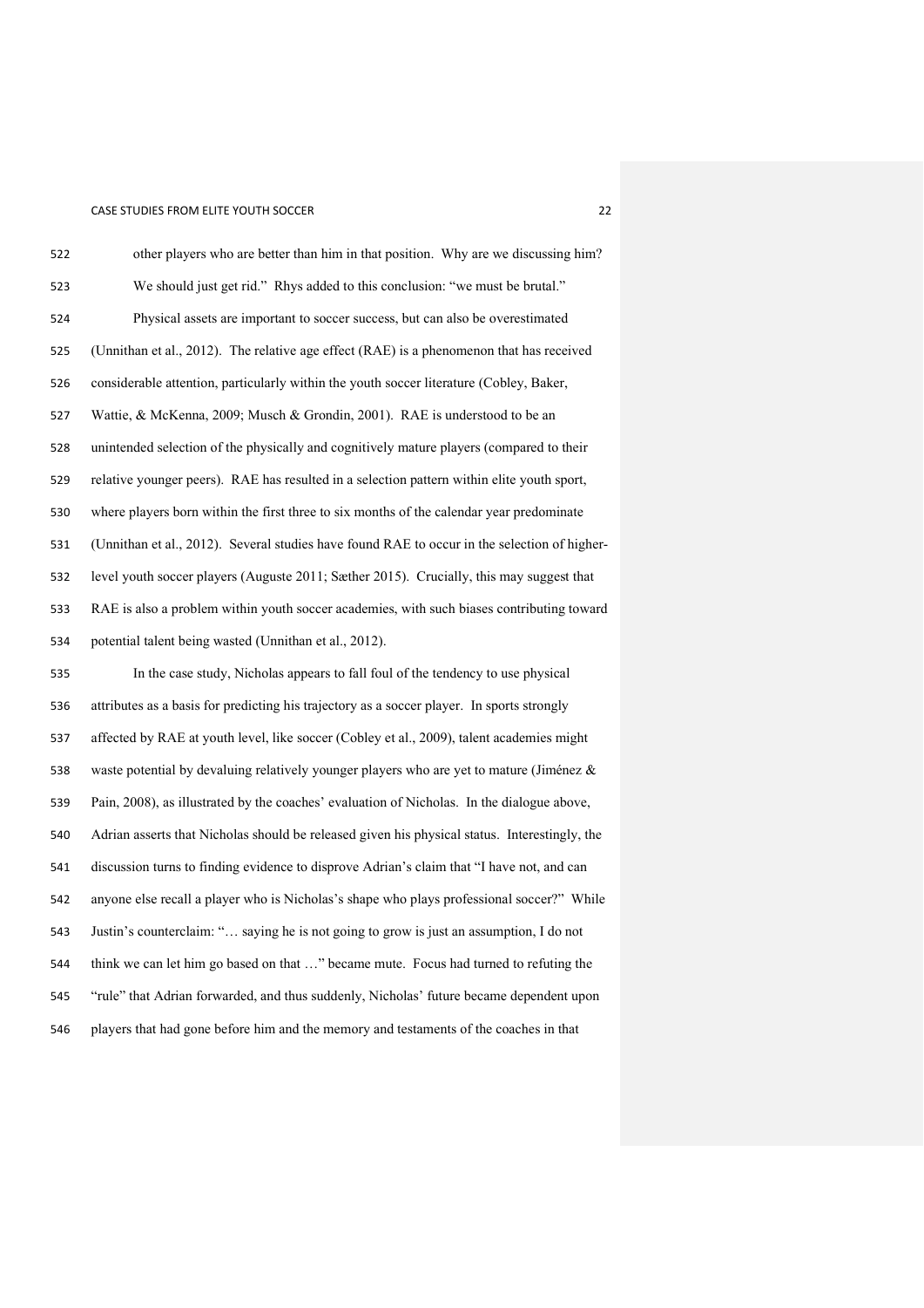other players who are better than him in that position. Why are we discussing him? We should just get rid." Rhys added to this conclusion: "we must be brutal."

Physical assets are important to soccer success, but can also be overestimated (Unnithan et al., 2012). The relative age effect (RAE) is a phenomenon that has received considerable attention, particularly within the youth soccer literature (Cobley, Baker, Wattie, & McKenna, 2009; Musch & Grondin, 2001). RAE is understood to be an unintended selection of the physically and cognitively mature players (compared to their relative younger peers). RAE has resulted in a selection pattern within elite youth sport, where players born within the first three to six months of the calendar year predominate (Unnithan et al., 2012). Several studies have found RAE to occur in the selection of higher-level youth soccer players (Auguste 2011; Sæther 2015). Crucially, this may suggest that RAE is also a problem within youth soccer academies, with such biases contributing toward potential talent being wasted (Unnithan et al., 2012).

In the case study, Nicholas appears to fall foul of the tendency to use physical attributes as a basis for predicting his trajectory as a soccer player. In sports strongly affected by RAE at youth level, like soccer (Cobley et al., 2009), talent academies might waste potential by devaluing relatively younger players who are yet to mature (Jiménez & Pain, 2008), as illustrated by the coaches' evaluation of Nicholas. In the dialogue above, Adrian asserts that Nicholas should be released given his physical status. Interestingly, the discussion turns to finding evidence to disprove Adrian's claim that "I have not, and can anyone else recall a player who is Nicholas's shape who plays professional soccer?" While Justin's counterclaim: "… saying he is not going to grow is just an assumption, I do not think we can let him go based on that …" became mute. Focus had turned to refuting the "rule" that Adrian forwarded, and thus suddenly, Nicholas' future became dependent upon players that had gone before him and the memory and testaments of the coaches in that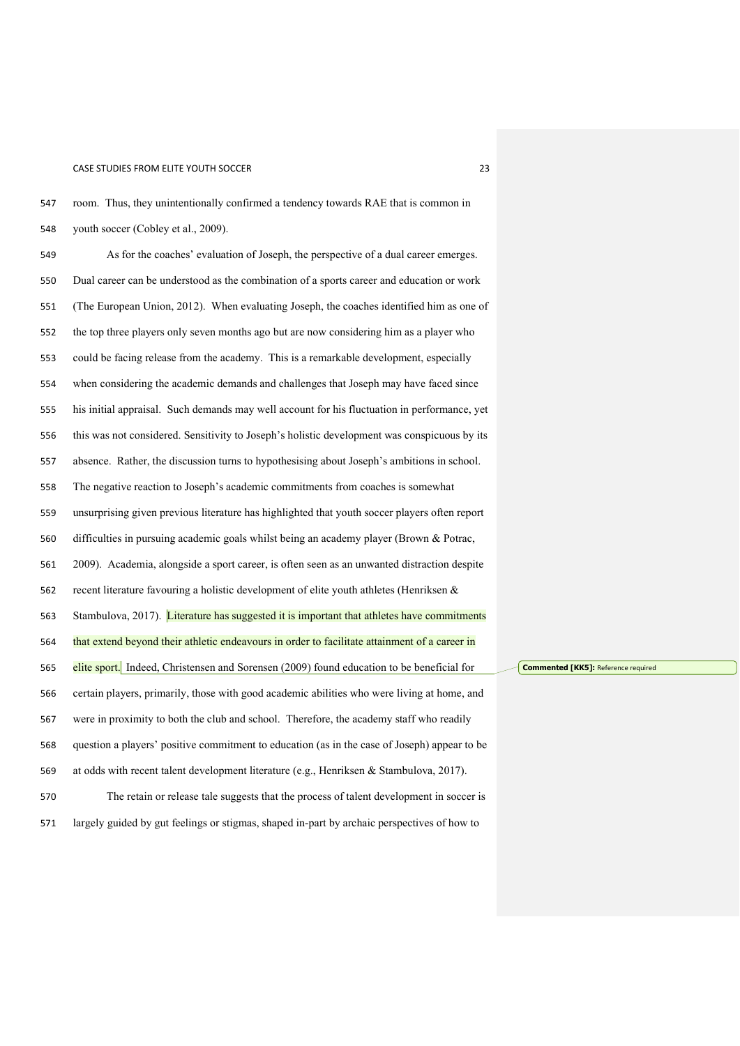room. Thus, they unintentionally confirmed a tendency towards RAE that is common in youth soccer (Cobley et al., 2009).

As for the coaches' evaluation of Joseph, the perspective of a dual career emerges. Dual career can be understood as the combination of a sports career and education or work (The European Union, 2012). When evaluating Joseph, the coaches identified him as one of the top three players only seven months ago but are now considering him as a player who could be facing release from the academy. This is a remarkable development, especially when considering the academic demands and challenges that Joseph may have faced since his initial appraisal. Such demands may well account for his fluctuation in performance, yet this was not considered. Sensitivity to Joseph's holistic development was conspicuous by its absence. Rather, the discussion turns to hypothesising about Joseph's ambitions in school. The negative reaction to Joseph's academic commitments from coaches is somewhat unsurprising given previous literature has highlighted that youth soccer players often report difficulties in pursuing academic goals whilst being an academy player (Brown & Potrac, 2009). Academia, alongside a sport career, is often seen as an unwanted distraction despite recent literature favouring a holistic development of elite youth athletes (Henriksen & Stambulova, 2017). Literature has suggested it is important that athletes have commitments that extend beyond their athletic endeavours in order to facilitate attainment of a career in elite sport. Indeed, Christensen and Sorensen (2009) found education to be beneficial for certain players, primarily, those with good academic abilities who were living at home, and were in proximity to both the club and school. Therefore, the academy staff who readily question a players' positive commitment to education (as in the case of Joseph) appear to be at odds with recent talent development literature (e.g., Henriksen & Stambulova, 2017).

The retain or release tale suggests that the process of talent development in soccer is largely guided by gut feelings or stigmas, shaped in-part by archaic perspectives of how to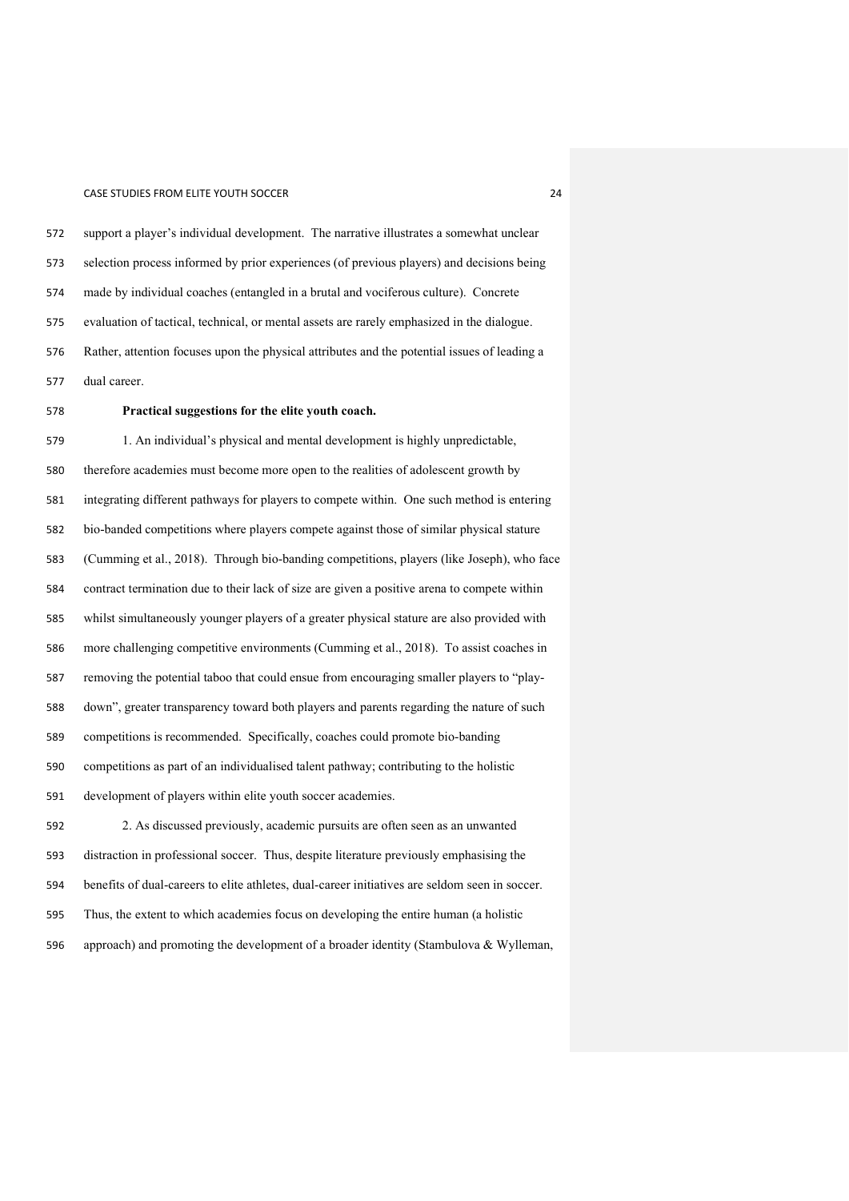support a player's individual development. The narrative illustrates a somewhat unclear selection process informed by prior experiences (of previous players) and decisions being made by individual coaches (entangled in a brutal and vociferous culture). Concrete evaluation of tactical, technical, or mental assets are rarely emphasized in the dialogue. Rather, attention focuses upon the physical attributes and the potential issues of leading a dual career.

**Practical suggestions for the elite youth coach.**

1. An individual's physical and mental development is highly unpredictable, therefore academies must become more open to the realities of adolescent growth by integrating different pathways for players to compete within. One such method is entering bio-banded competitions where players compete against those of similar physical stature (Cumming et al., 2018). Through bio-banding competitions, players (like Joseph), who face contract termination due to their lack of size are given a positive arena to compete within whilst simultaneously younger players of a greater physical stature are also provided with more challenging competitive environments (Cumming et al., 2018). To assist coaches in removing the potential taboo that could ensue from encouraging smaller players to "play-down", greater transparency toward both players and parents regarding the nature of such competitions is recommended. Specifically, coaches could promote bio-banding competitions as part of an individualised talent pathway; contributing to the holistic development of players within elite youth soccer academies.

2. As discussed previously, academic pursuits are often seen as an unwanted distraction in professional soccer. Thus, despite literature previously emphasising the benefits of dual-careers to elite athletes, dual-career initiatives are seldom seen in soccer. Thus, the extent to which academies focus on developing the entire human (a holistic approach) and promoting the development of a broader identity (Stambulova & Wylleman,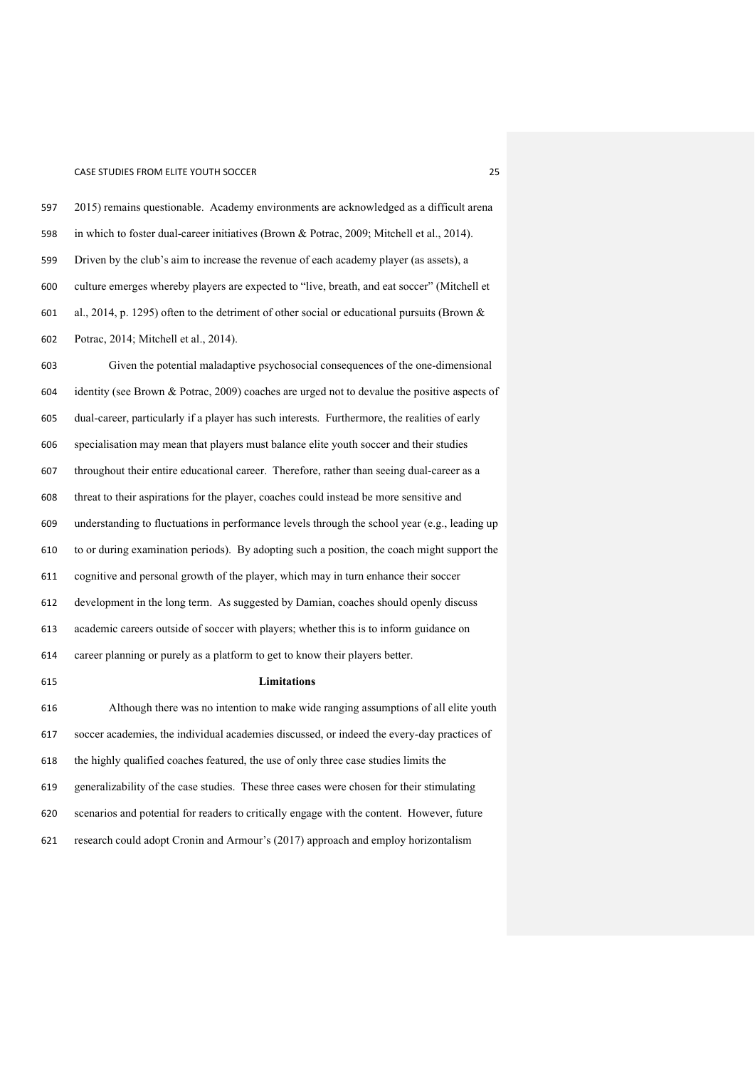2015) remains questionable. Academy environments are acknowledged as a difficult arena in which to foster dual-career initiatives (Brown & Potrac, 2009; Mitchell et al., 2014). Driven by the club's aim to increase the revenue of each academy player (as assets), a culture emerges whereby players are expected to "live, breath, and eat soccer" (Mitchell et al., 2014, p. 1295) often to the detriment of other social or educational pursuits (Brown & Potrac, 2014; Mitchell et al., 2014).

Given the potential maladaptive psychosocial consequences of the one-dimensional identity (see Brown & Potrac, 2009) coaches are urged not to devalue the positive aspects of dual-career, particularly if a player has such interests. Furthermore, the realities of early specialisation may mean that players must balance elite youth soccer and their studies throughout their entire educational career. Therefore, rather than seeing dual-career as a threat to their aspirations for the player, coaches could instead be more sensitive and understanding to fluctuations in performance levels through the school year (e.g., leading up to or during examination periods). By adopting such a position, the coach might support the cognitive and personal growth of the player, which may in turn enhance their soccer development in the long term. As suggested by Damian, coaches should openly discuss academic careers outside of soccer with players; whether this is to inform guidance on career planning or purely as a platform to get to know their players better.

## Limitations

Although there was no intention to make wide ranging assumptions of all elite youth soccer academies, the individual academies discussed, or indeed the every-day practices of the highly qualified coaches featured, the use of only three case studies limits the generalizability of the case studies. These three cases were chosen for their stimulating scenarios and potential for readers to critically engage with the content. However, future research could adopt Cronin and Armour's (2017) approach and employ horizontalism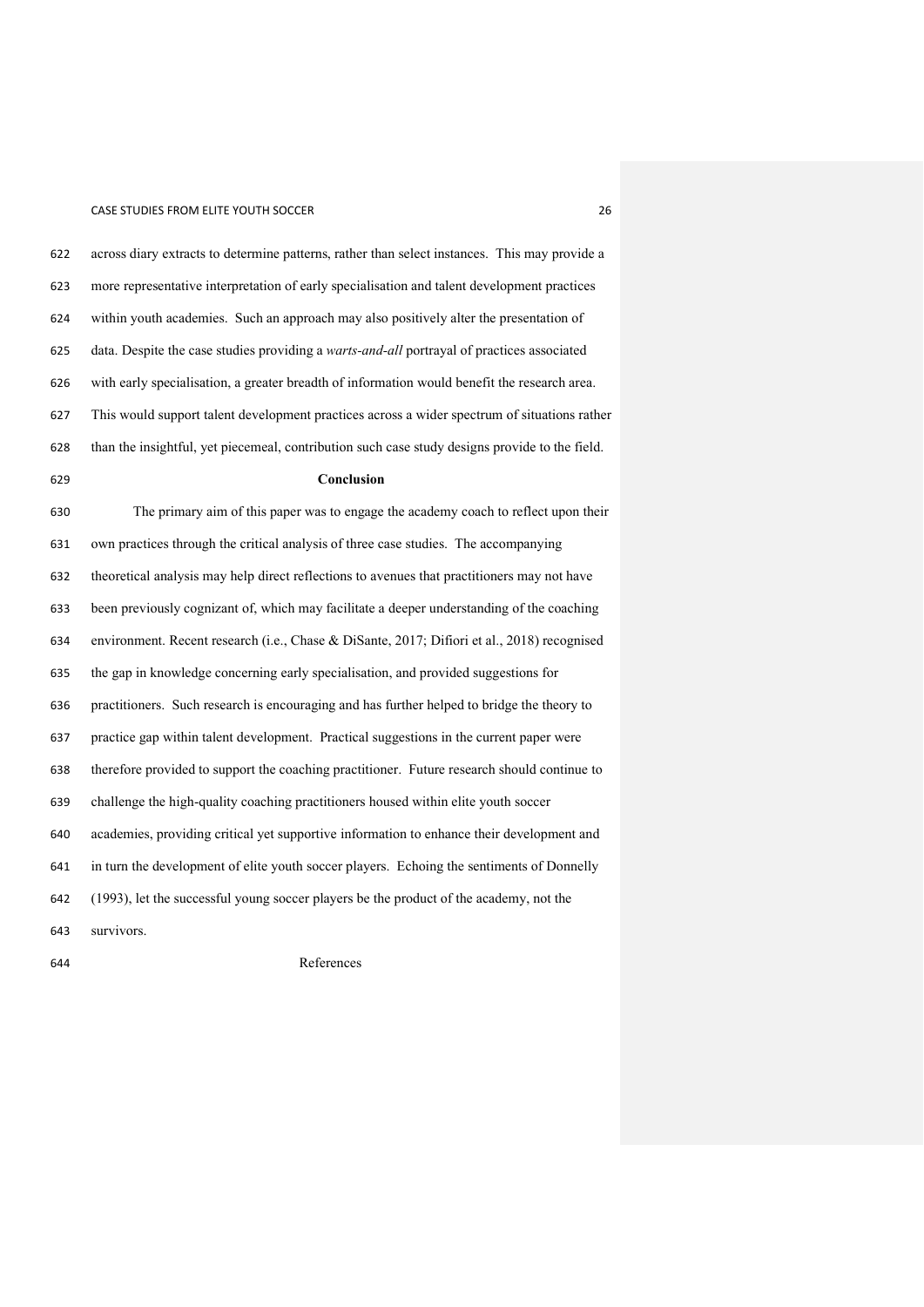across diary extracts to determine patterns, rather than select instances. This may provide a more representative interpretation of early specialisation and talent development practices within youth academies. Such an approach may also positively alter the presentation of data. Despite the case studies providing a *warts-and-all* portrayal of practices associated with early specialisation, a greater breadth of information would benefit the research area. This would support talent development practices across a wider spectrum of situations rather than the insightful, yet piecemeal, contribution such case study designs provide to the field.

## Conclusion

The primary aim of this paper was to engage the academy coach to reflect upon their own practices through the critical analysis of three case studies. The accompanying theoretical analysis may help direct reflections to avenues that practitioners may not have been previously cognizant of, which may facilitate a deeper understanding of the coaching environment. Recent research (i.e., Chase & DiSante, 2017; Difiori et al., 2018) recognised the gap in knowledge concerning early specialisation, and provided suggestions for practitioners. Such research is encouraging and has further helped to bridge the theory to practice gap within talent development. Practical suggestions in the current paper were therefore provided to support the coaching practitioner. Future research should continue to challenge the high-quality coaching practitioners housed within elite youth soccer academies, providing critical yet supportive information to enhance their development and in turn the development of elite youth soccer players. Echoing the sentiments of Donnelly (1993), let the successful young soccer players be the product of the academy, not the survivors.

## References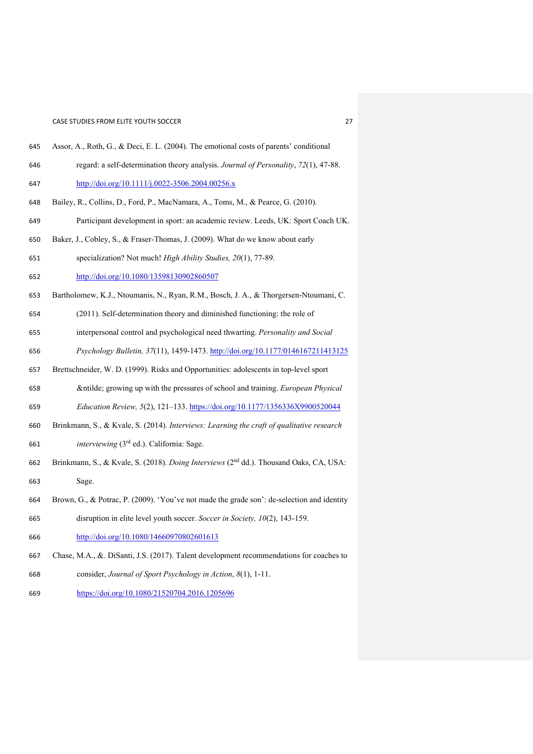Assor, A., Roth, G., & Deci, E. L. (2004). The emotional costs of parents' conditional regard: a self-determination theory analysis. *Journal of Personality*, *72*(1), 47-88. http://doi.org/10.1111/j.0022-3506.2004.00256.x

Bailey, R., Collins, D., Ford, P., MacNamara, A., Toms, M., & Pearce, G. (2010). Participant development in sport: an academic review. Leeds, UK: Sport Coach UK.

Baker, J., Cobley, S., & Fraser-Thomas, J. (2009). What do we know about early specialization? Not much! *High Ability Studies, 20*(1), 77-89. http://doi.org/10.1080/13598130902860507

Bartholomew, K.J., Ntoumanis, N., Ryan, R.M., Bosch, J. A., & Thorgersen-Ntoumani, C. (2011). Self-determination theory and diminished functioning: the role of interpersonal control and psychological need thwarting. *Personality and Social Psychology Bulletin, 37*(11), 1459-1473. http://doi.org/10.1177/0146167211413125

Brettschneider, W. D. (1999). Risks and Opportunities: adolescents in top-level sport &ntilde; growing up with the pressures of school and training. *European Physical Education Review, 5*(2), 121–133. https://doi.org/10.1177/1356336X9900520044

Brinkmann, S., & Kvale, S. (2014). *Interviews: Learning the craft of qualitative research interviewing* (3rd ed.). California: Sage.

Brinkmann, S., & Kvale, S. (2018). *Doing Interviews* (2nd dd.). Thousand Oaks, CA, USA: Sage.

Brown, G., & Potrac, P. (2009). 'You've not made the grade son': de-selection and identity disruption in elite level youth soccer. *Soccer in Society, 10*(2), 143-159. http://doi.org/10.1080/14660970802601613

Chase, M.A., &. DiSanti, J.S. (2017). Talent development recommendations for coaches to consider, *Journal of Sport Psychology in Action*, *8*(1), 1-11. https://doi.org/10.1080/21520704.2016.1205696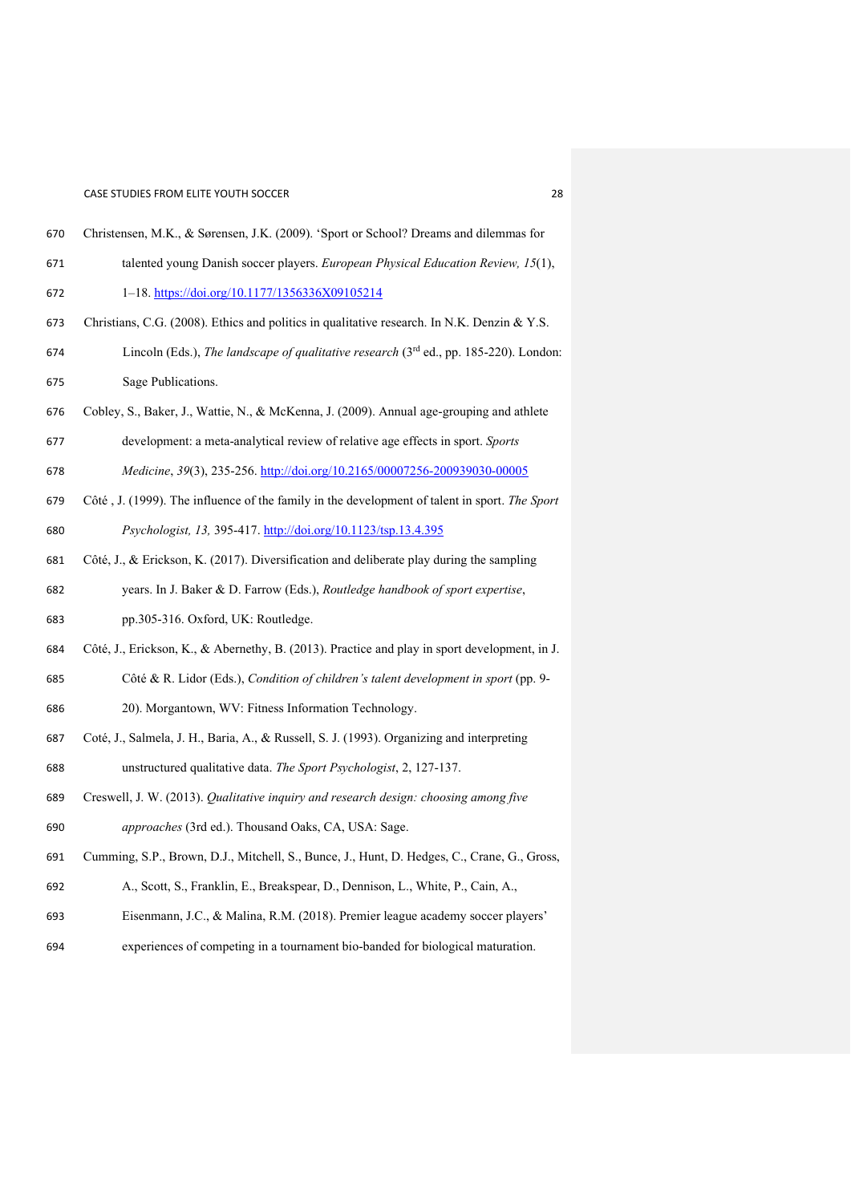Christensen, M.K., & Sørensen, J.K. (2009). 'Sport or School? Dreams and dilemmas for talented young Danish soccer players. *European Physical Education Review, 15*(1), 1–18. https://doi.org/10.1177/1356336X09105214

Christians, C.G. (2008). Ethics and politics in qualitative research. In N.K. Denzin & Y.S. Lincoln (Eds.), *The landscape of qualitative research* (3rd ed., pp. 185-220). London: Sage Publications.

Cobley, S., Baker, J., Wattie, N., & McKenna, J. (2009). Annual age-grouping and athlete development: a meta-analytical review of relative age effects in sport. *Sports Medicine*, *39*(3), 235-256. http://doi.org/10.2165/00007256-200939030-00005

Côté , J. (1999). The influence of the family in the development of talent in sport. *The Sport Psychologist, 13,* 395-417. http://doi.org/10.1123/tsp.13.4.395

Côté, J., & Erickson, K. (2017). Diversification and deliberate play during the sampling years. In J. Baker & D. Farrow (Eds.), *Routledge handbook of sport expertise*, pp.305-316. Oxford, UK: Routledge.

Côté, J., Erickson, K., & Abernethy, B. (2013). Practice and play in sport development, in J. Côté & R. Lidor (Eds.), *Condition of children's talent development in sport* (pp. 9-20). Morgantown, WV: Fitness Information Technology.

Coté, J., Salmela, J. H., Baria, A., & Russell, S. J. (1993). Organizing and interpreting unstructured qualitative data. *The Sport Psychologist*, 2, 127-137.

Creswell, J. W. (2013). *Qualitative inquiry and research design: choosing among five approaches* (3rd ed.). Thousand Oaks, CA, USA: Sage.

Cumming, S.P., Brown, D.J., Mitchell, S., Bunce, J., Hunt, D. Hedges, C., Crane, G., Gross, A., Scott, S., Franklin, E., Breakspear, D., Dennison, L., White, P., Cain, A., Eisenmann, J.C., & Malina, R.M. (2018). Premier league academy soccer players' experiences of competing in a tournament bio-banded for biological maturation.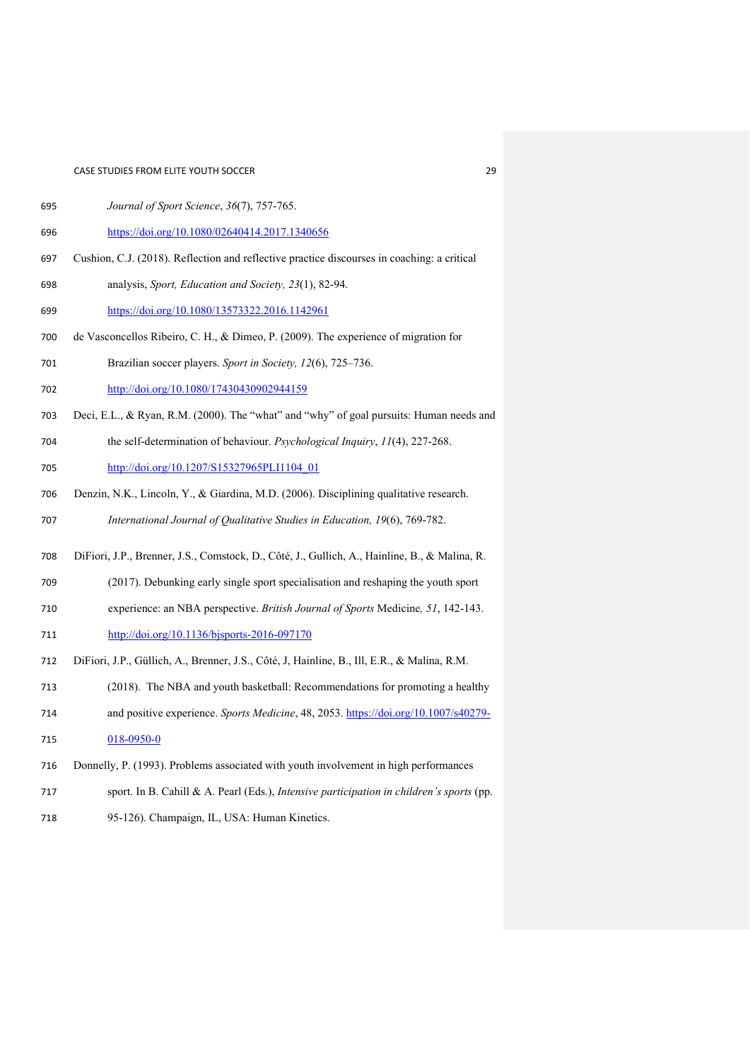*Journal of Sport Science*, *36*(7), 757-765. https://doi.org/10.1080/02640414.2017.1340656

Cushion, C.J. (2018). Reflection and reflective practice discourses in coaching: a critical analysis, *Sport, Education and Society, 23*(1), 82-94. https://doi.org/10.1080/13573322.2016.1142961

de Vasconcellos Ribeiro, C. H., & Dimeo, P. (2009). The experience of migration for Brazilian soccer players. *Sport in Society, 12*(6), 725–736. http://doi.org/10.1080/17430430902944159

Deci, E.L., & Ryan, R.M. (2000). The "what" and "why" of goal pursuits: Human needs and the self-determination of behaviour. *Psychological Inquiry*, *11*(4), 227-268. http://doi.org/10.1207/S15327965PLI1104_01

Denzin, N.K., Lincoln, Y., & Giardina, M.D. (2006). Disciplining qualitative research. *International Journal of Qualitative Studies in Education, 19*(6), 769-782.

DiFiori, J.P., Brenner, J.S., Comstock, D., Côté, J., Gullich, A., Hainline, B., & Malina, R. (2017). Debunking early single sport specialisation and reshaping the youth sport experience: an NBA perspective. *British Journal of Sports* Medicine*, 51*, 142-143. http://doi.org/10.1136/bjsports-2016-097170

DiFiori, J.P., Güllich, A., Brenner, J.S., Côté, J, Hainline, B., Ill, E.R., & Malina, R.M. (2018). The NBA and youth basketball: Recommendations for promoting a healthy and positive experience. *Sports Medicine*, 48, 2053. https://doi.org/10.1007/s40279-018-0950-0

Donnelly, P. (1993). Problems associated with youth involvement in high performances sport. In B. Cahill & A. Pearl (Eds.), *Intensive participation in children's sports* (pp. 95-126). Champaign, IL, USA: Human Kinetics.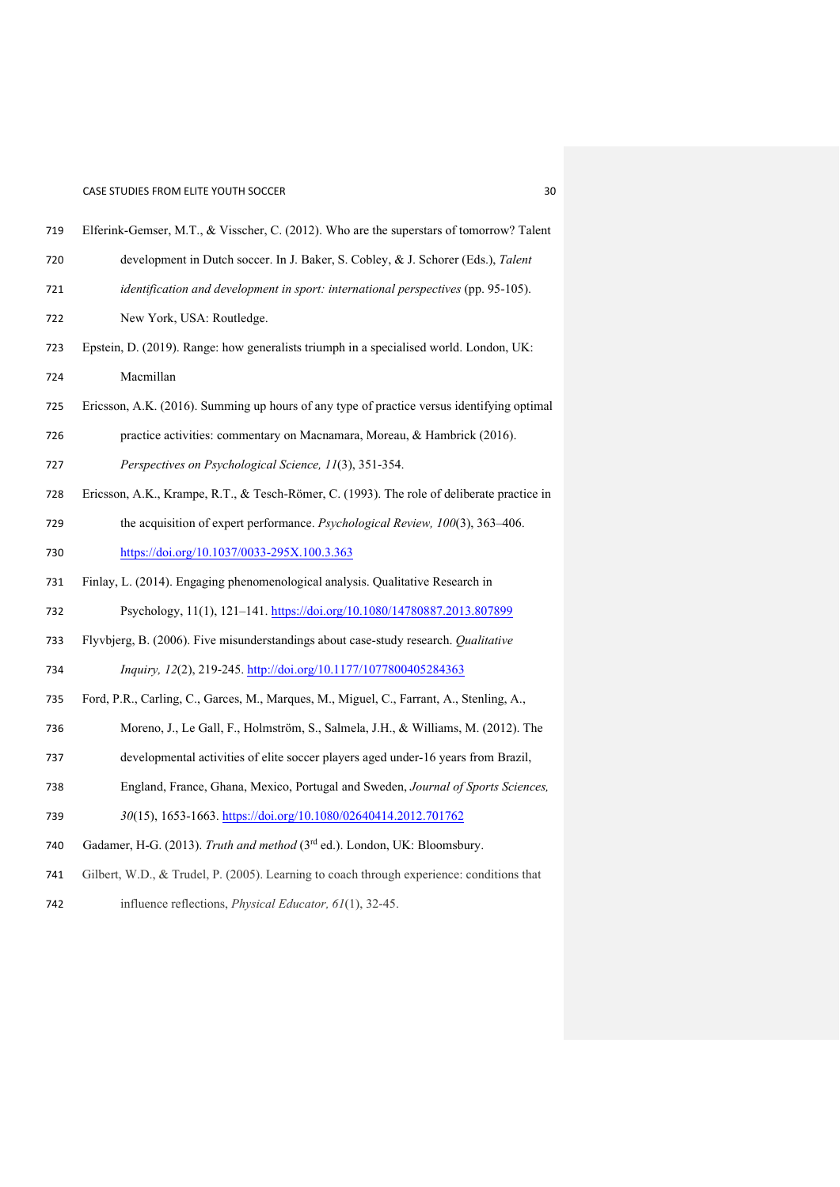Elferink-Gemser, M.T., & Visscher, C. (2012). Who are the superstars of tomorrow? Talent development in Dutch soccer. In J. Baker, S. Cobley, & J. Schorer (Eds.), *Talent identification and development in sport: international perspectives* (pp. 95-105). New York, USA: Routledge.

Epstein, D. (2019). Range: how generalists triumph in a specialised world. London, UK: Macmillan

Ericsson, A.K. (2016). Summing up hours of any type of practice versus identifying optimal practice activities: commentary on Macnamara, Moreau, & Hambrick (2016). *Perspectives on Psychological Science, 11*(3), 351-354.

Ericsson, A.K., Krampe, R.T., & Tesch-Römer, C. (1993). The role of deliberate practice in the acquisition of expert performance. *Psychological Review, 100*(3), 363–406. https://doi.org/10.1037/0033-295X.100.3.363

Finlay, L. (2014). Engaging phenomenological analysis. Qualitative Research in Psychology, 11(1), 121–141. https://doi.org/10.1080/14780887.2013.807899

Flyvbjerg, B. (2006). Five misunderstandings about case-study research. *Qualitative Inquiry, 12*(2), 219-245. http://doi.org/10.1177/1077800405284363

Ford, P.R., Carling, C., Garces, M., Marques, M., Miguel, C., Farrant, A., Stenling, A., Moreno, J., Le Gall, F., Holmström, S., Salmela, J.H., & Williams, M. (2012). The developmental activities of elite soccer players aged under-16 years from Brazil, England, France, Ghana, Mexico, Portugal and Sweden, *Journal of Sports Sciences, 30*(15), 1653-1663. https://doi.org/10.1080/02640414.2012.701762

Gadamer, H-G. (2013). *Truth and method* (3rd ed.). London, UK: Bloomsbury.

Gilbert, W.D., & Trudel, P. (2005). Learning to coach through experience: conditions that influence reflections, *Physical Educator, 61*(1), 32-45.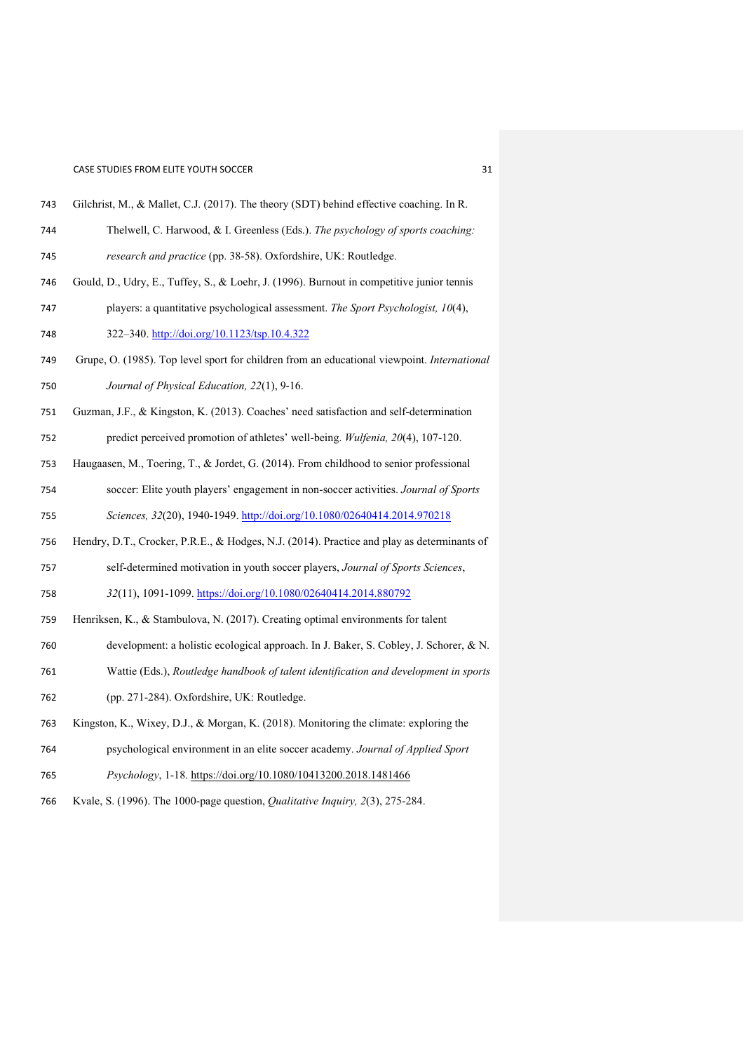Gilchrist, M., & Mallet, C.J. (2017). The theory (SDT) behind effective coaching. In R. Thelwell, C. Harwood, & I. Greenless (Eds.). *The psychology of sports coaching: research and practice* (pp. 38-58). Oxfordshire, UK: Routledge.

Gould, D., Udry, E., Tuffey, S., & Loehr, J. (1996). Burnout in competitive junior tennis players: a quantitative psychological assessment. *The Sport Psychologist, 10*(4), 322–340. http://doi.org/10.1123/tsp.10.4.322

Grupe, O. (1985). Top level sport for children from an educational viewpoint. *International Journal of Physical Education, 22*(1), 9-16.

Guzman, J.F., & Kingston, K. (2013). Coaches' need satisfaction and self-determination predict perceived promotion of athletes' well-being. *Wulfenia, 20*(4), 107-120.

Haugaasen, M., Toering, T., & Jordet, G. (2014). From childhood to senior professional soccer: Elite youth players' engagement in non-soccer activities. *Journal of Sports Sciences, 32*(20), 1940-1949. http://doi.org/10.1080/02640414.2014.970218

Hendry, D.T., Crocker, P.R.E., & Hodges, N.J. (2014). Practice and play as determinants of self-determined motivation in youth soccer players, *Journal of Sports Sciences*, *32*(11), 1091-1099. https://doi.org/10.1080/02640414.2014.880792

Henriksen, K., & Stambulova, N. (2017). Creating optimal environments for talent development: a holistic ecological approach. In J. Baker, S. Cobley, J. Schorer, & N. Wattie (Eds.), *Routledge handbook of talent identification and development in sports* (pp. 271-284). Oxfordshire, UK: Routledge.

Kingston, K., Wixey, D.J., & Morgan, K. (2018). Monitoring the climate: exploring the psychological environment in an elite soccer academy. *Journal of Applied Sport Psychology*, 1-18. https://doi.org/10.1080/10413200.2018.1481466

Kvale, S. (1996). The 1000-page question, *Qualitative Inquiry, 2*(3), 275-284.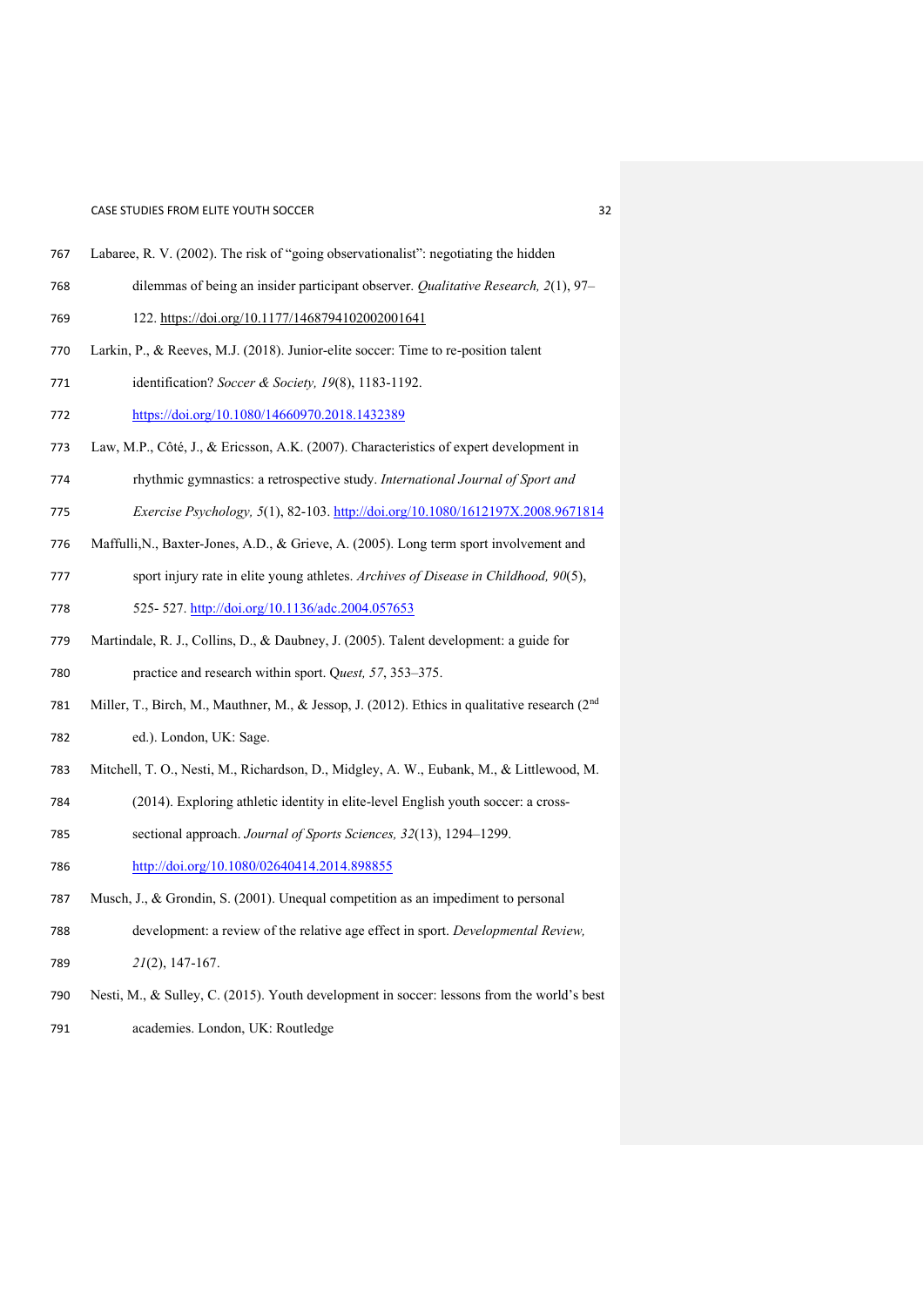Labaree, R. V. (2002). The risk of "going observationalist": negotiating the hidden dilemmas of being an insider participant observer. *Qualitative Research, 2*(1), 97–122. https://doi.org/10.1177/1468794102002001641

Larkin, P., & Reeves, M.J. (2018). Junior-elite soccer: Time to re-position talent identification? *Soccer & Society, 19*(8), 1183-1192. https://doi.org/10.1080/14660970.2018.1432389

Law, M.P., Côté, J., & Ericsson, A.K. (2007). Characteristics of expert development in rhythmic gymnastics: a retrospective study. *International Journal of Sport and Exercise Psychology, 5*(1), 82-103. http://doi.org/10.1080/1612197X.2008.9671814

Maffulli,N., Baxter-Jones, A.D., & Grieve, A. (2005). Long term sport involvement and sport injury rate in elite young athletes. *Archives of Disease in Childhood, 90*(5), 525- 527. http://doi.org/10.1136/adc.2004.057653

Martindale, R. J., Collins, D., & Daubney, J. (2005). Talent development: a guide for practice and research within sport. Q*uest, 57*, 353–375.

Miller, T., Birch, M., Mauthner, M., & Jessop, J. (2012). Ethics in qualitative research (2nd ed.). London, UK: Sage.

Mitchell, T. O., Nesti, M., Richardson, D., Midgley, A. W., Eubank, M., & Littlewood, M. (2014). Exploring athletic identity in elite-level English youth soccer: a cross-sectional approach. *Journal of Sports Sciences, 32*(13), 1294–1299. http://doi.org/10.1080/02640414.2014.898855

Musch, J., & Grondin, S. (2001). Unequal competition as an impediment to personal development: a review of the relative age effect in sport. *Developmental Review, 21*(2), 147-167.

Nesti, M., & Sulley, C. (2015). Youth development in soccer: lessons from the world's best academies. London, UK: Routledge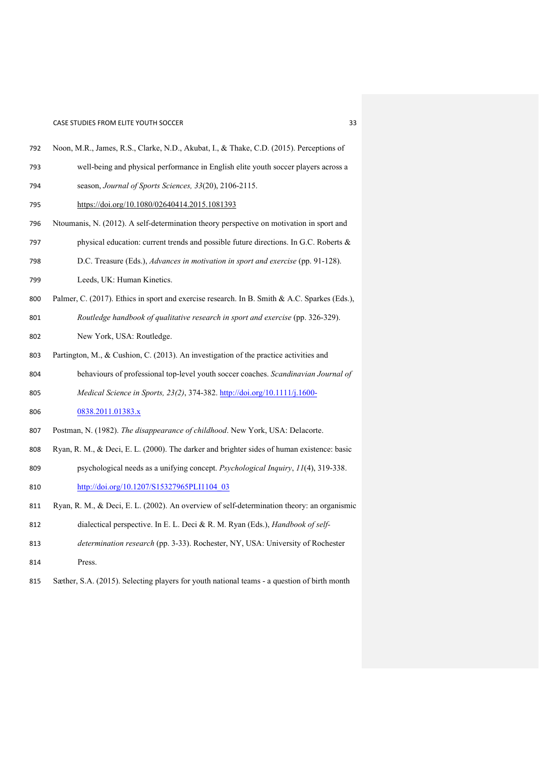Noon, M.R., James, R.S., Clarke, N.D., Akubat, I., & Thake, C.D. (2015). Perceptions of well-being and physical performance in English elite youth soccer players across a season, *Journal of Sports Sciences, 33*(20), 2106-2115. https://doi.org/10.1080/02640414.2015.1081393

Ntoumanis, N. (2012). A self-determination theory perspective on motivation in sport and physical education: current trends and possible future directions. In G.C. Roberts & D.C. Treasure (Eds.), *Advances in motivation in sport and exercise* (pp. 91-128). Leeds, UK: Human Kinetics.

Palmer, C. (2017). Ethics in sport and exercise research. In B. Smith & A.C. Sparkes (Eds.), *Routledge handbook of qualitative research in sport and exercise* (pp. 326-329). New York, USA: Routledge.

Partington, M., & Cushion, C. (2013). An investigation of the practice activities and behaviours of professional top-level youth soccer coaches. *Scandinavian Journal of Medical Science in Sports, 23(2)*, 374-382. http://doi.org/10.1111/j.1600-0838.2011.01383.x

Postman, N. (1982). *The disappearance of childhood*. New York, USA: Delacorte.

Ryan, R. M., & Deci, E. L. (2000). The darker and brighter sides of human existence: basic psychological needs as a unifying concept. *Psychological Inquiry*, *11*(4), 319-338. http://doi.org/10.1207/S15327965PLI1104_03

Ryan, R. M., & Deci, E. L. (2002). An overview of self-determination theory: an organismic dialectical perspective. In E. L. Deci & R. M. Ryan (Eds.), *Handbook of self-determination research* (pp. 3-33). Rochester, NY, USA: University of Rochester Press.

Sæther, S.A. (2015). Selecting players for youth national teams - a question of birth month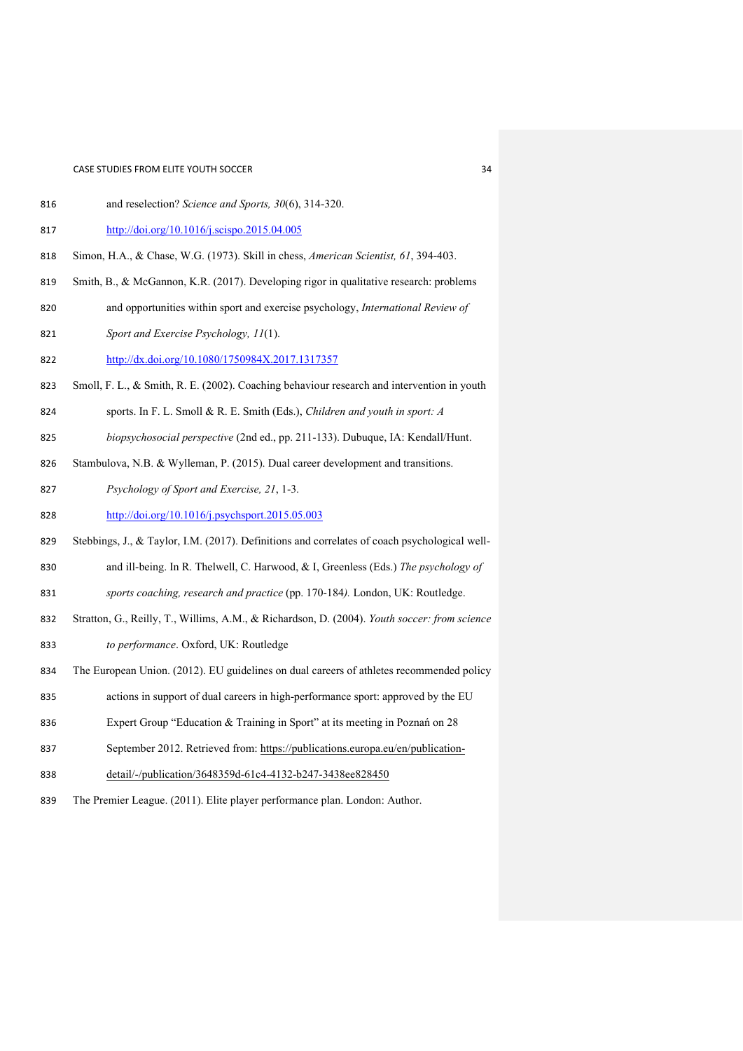and reselection? *Science and Sports, 30*(6), 314-320. http://doi.org/10.1016/j.scispo.2015.04.005

Simon, H.A., & Chase, W.G. (1973). Skill in chess, *American Scientist, 61*, 394-403.

Smith, B., & McGannon, K.R. (2017). Developing rigor in qualitative research: problems and opportunities within sport and exercise psychology, *International Review of Sport and Exercise Psychology, 11*(1). http://dx.doi.org/10.1080/1750984X.2017.1317357

Smoll, F. L., & Smith, R. E. (2002). Coaching behaviour research and intervention in youth sports. In F. L. Smoll & R. E. Smith (Eds.), *Children and youth in sport: A biopsychosocial perspective* (2nd ed., pp. 211-133). Dubuque, IA: Kendall/Hunt.

Stambulova, N.B. & Wylleman, P. (2015). Dual career development and transitions. *Psychology of Sport and Exercise, 21*, 1-3. http://doi.org/10.1016/j.psychsport.2015.05.003

Stebbings, J., & Taylor, I.M. (2017). Definitions and correlates of coach psychological well- and ill-being. In R. Thelwell, C. Harwood, & I, Greenless (Eds.) *The psychology of sports coaching, research and practice* (pp. 170-184*).* London, UK: Routledge.

Stratton, G., Reilly, T., Willims, A.M., & Richardson, D. (2004). *Youth soccer: from science to performance*. Oxford, UK: Routledge

The European Union. (2012). EU guidelines on dual careers of athletes recommended policy actions in support of dual careers in high-performance sport: approved by the EU Expert Group "Education & Training in Sport" at its meeting in Poznań on 28 September 2012. Retrieved from: https://publications.europa.eu/en/publication-detail/-/publication/3648359d-61c4-4132-b247-3438ee828450

The Premier League. (2011). Elite player performance plan. London: Author.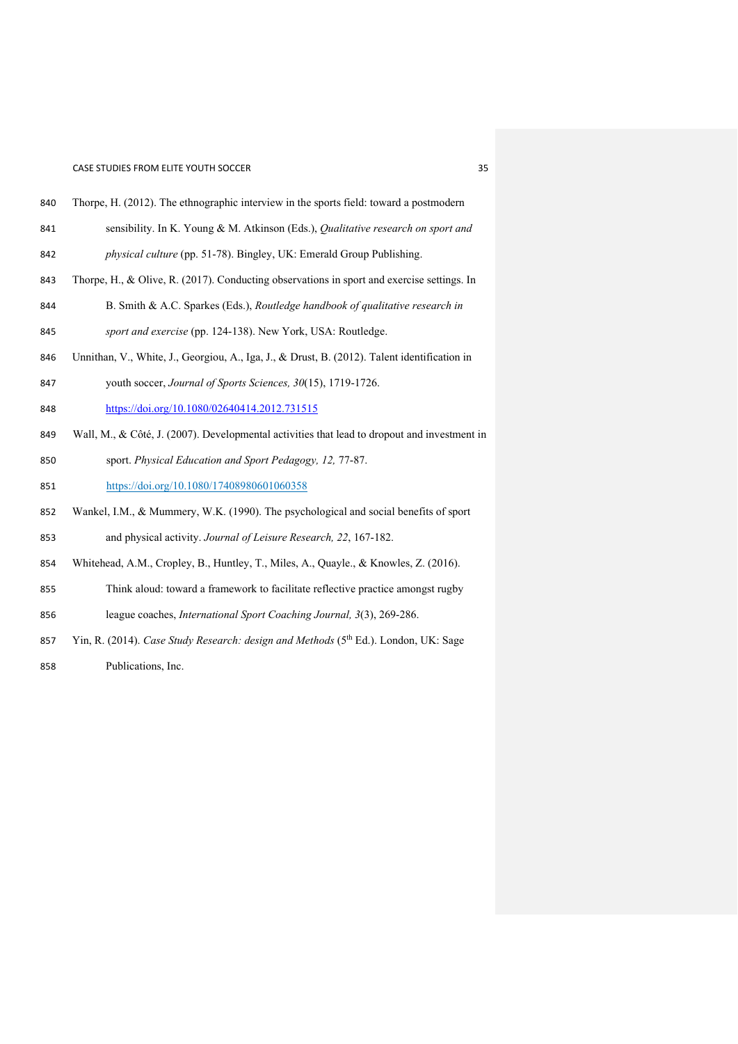Thorpe, H. (2012). The ethnographic interview in the sports field: toward a postmodern sensibility. In K. Young & M. Atkinson (Eds.), *Qualitative research on sport and physical culture* (pp. 51-78). Bingley, UK: Emerald Group Publishing.

Thorpe, H., & Olive, R. (2017). Conducting observations in sport and exercise settings. In B. Smith & A.C. Sparkes (Eds.), *Routledge handbook of qualitative research in sport and exercise* (pp. 124-138). New York, USA: Routledge.

Unnithan, V., White, J., Georgiou, A., Iga, J., & Drust, B. (2012). Talent identification in youth soccer, *Journal of Sports Sciences, 30*(15), 1719-1726. https://doi.org/10.1080/02640414.2012.731515

Wall, M., & Côté, J. (2007). Developmental activities that lead to dropout and investment in sport. *Physical Education and Sport Pedagogy, 12,* 77-87. https://doi.org/10.1080/17408980601060358

Wankel, I.M., & Mummery, W.K. (1990). The psychological and social benefits of sport and physical activity. *Journal of Leisure Research, 22*, 167-182.

Whitehead, A.M., Cropley, B., Huntley, T., Miles, A., Quayle., & Knowles, Z. (2016). Think aloud: toward a framework to facilitate reflective practice amongst rugby league coaches, *International Sport Coaching Journal, 3*(3), 269-286.

Yin, R. (2014). *Case Study Research: design and Methods* (5th Ed.). London, UK: Sage Publications, Inc.